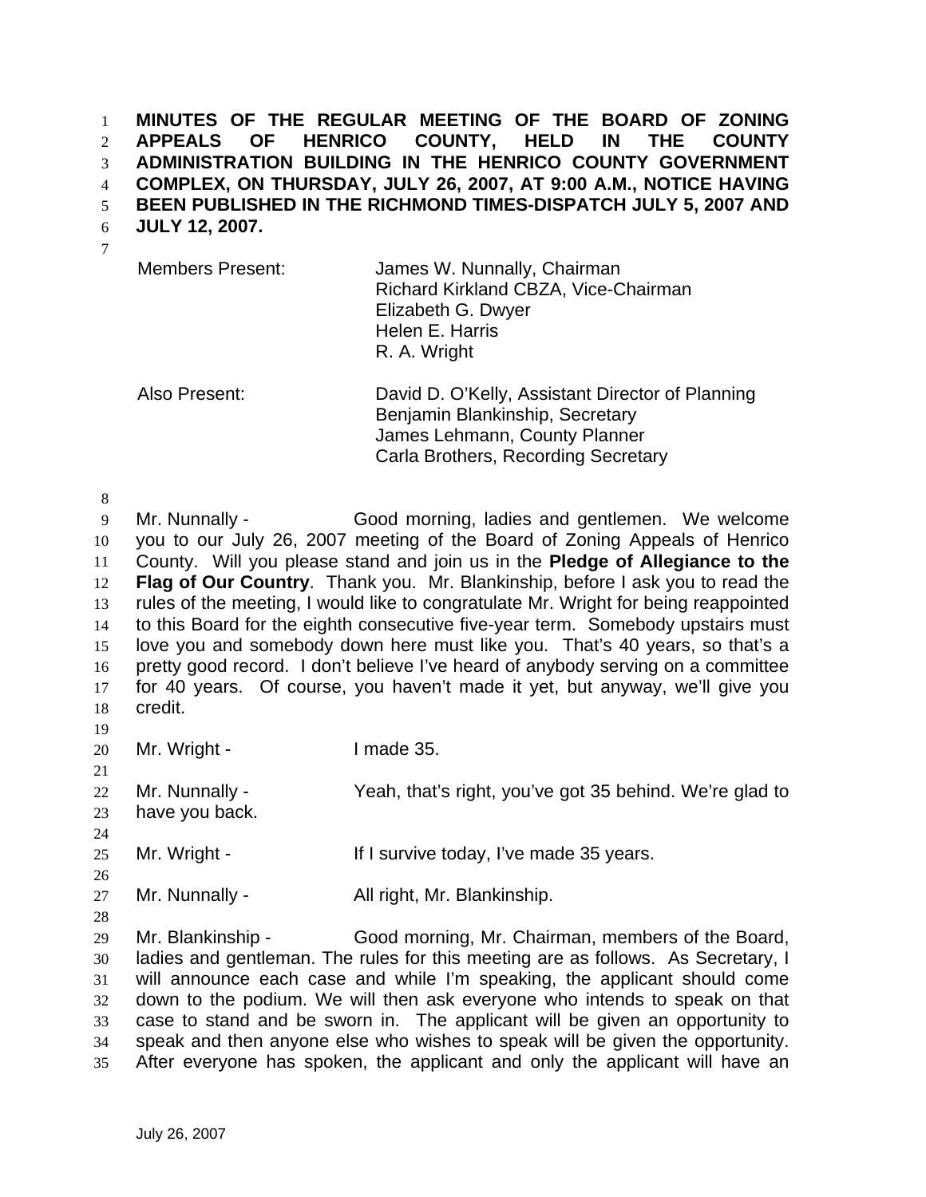**MINUTES OF THE REGULAR MEETING OF THE BOARD OF ZONING APPEALS OF HENRICO COUNTY, HELD IN THE COUNTY ADMINISTRATION BUILDING IN THE HENRICO COUNTY GOVERNMENT COMPLEX, ON THURSDAY, JULY 26, 2007, AT 9:00 A.M., NOTICE HAVING BEEN PUBLISHED IN THE RICHMOND TIMES-DISPATCH JULY 5, 2007 AND JULY 12, 2007.**

| | |
|---|---|
| Members Present: | James W. Nunnally, Chairman<br>Richard Kirkland CBZA, Vice-Chairman<br>Elizabeth G. Dwyer<br>Helen E. Harris<br>R. A. Wright |
| Also Present: | David D. O'Kelly, Assistant Director of Planning<br>Benjamin Blankinship, Secretary<br>James Lehmann, County Planner<br>Carla Brothers, Recording Secretary |

Mr. Nunnally - Good morning, ladies and gentlemen. We welcome you to our July 26, 2007 meeting of the Board of Zoning Appeals of Henrico County. Will you please stand and join us in the **Pledge of Allegiance to the Flag of Our Country**. Thank you. Mr. Blankinship, before I ask you to read the rules of the meeting, I would like to congratulate Mr. Wright for being reappointed to this Board for the eighth consecutive five-year term. Somebody upstairs must love you and somebody down here must like you. That's 40 years, so that's a pretty good record. I don't believe I've heard of anybody serving on a committee for 40 years. Of course, you haven't made it yet, but anyway, we'll give you credit.

Mr. Wright - I made 35.

Mr. Nunnally - Yeah, that's right, you've got 35 behind. We're glad to have you back.

Mr. Wright - If I survive today, I've made 35 years.

Mr. Nunnally - All right, Mr. Blankinship.

Mr. Blankinship - Good morning, Mr. Chairman, members of the Board, ladies and gentleman. The rules for this meeting are as follows. As Secretary, I will announce each case and while I'm speaking, the applicant should come down to the podium. We will then ask everyone who intends to speak on that case to stand and be sworn in. The applicant will be given an opportunity to speak and then anyone else who wishes to speak will be given the opportunity. After everyone has spoken, the applicant and only the applicant will have an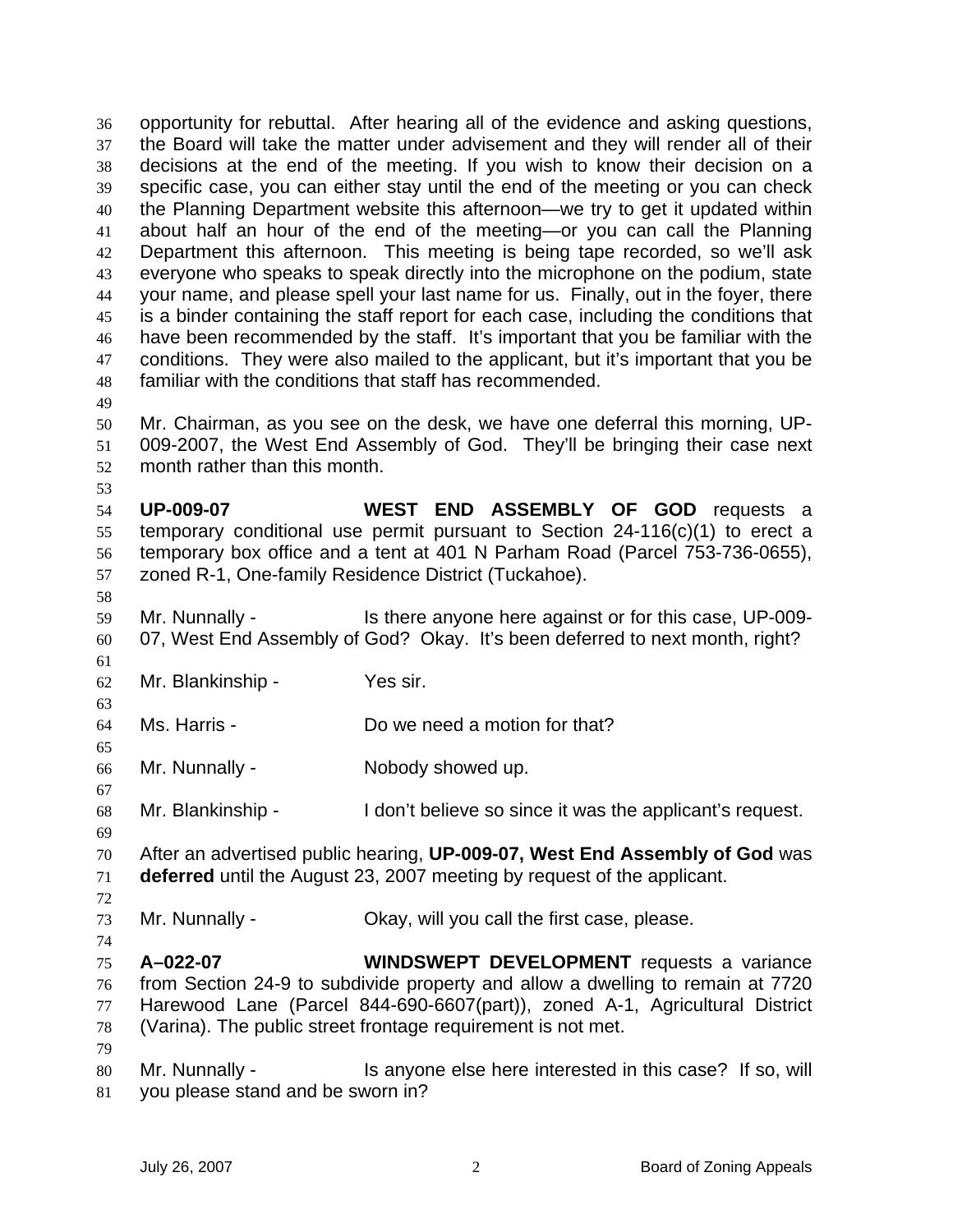opportunity for rebuttal. After hearing all of the evidence and asking questions, the Board will take the matter under advisement and they will render all of their decisions at the end of the meeting. If you wish to know their decision on a specific case, you can either stay until the end of the meeting or you can check the Planning Department website this afternoon—we try to get it updated within about half an hour of the end of the meeting—or you can call the Planning Department this afternoon. This meeting is being tape recorded, so we'll ask everyone who speaks to speak directly into the microphone on the podium, state your name, and please spell your last name for us. Finally, out in the foyer, there is a binder containing the staff report for each case, including the conditions that have been recommended by the staff. It's important that you be familiar with the conditions. They were also mailed to the applicant, but it's important that you be familiar with the conditions that staff has recommended.

Mr. Chairman, as you see on the desk, we have one deferral this morning, UP-009-2007, the West End Assembly of God. They'll be bringing their case next month rather than this month.

**UP-009-07** **WEST END ASSEMBLY OF GOD** requests a temporary conditional use permit pursuant to Section 24-116(c)(1) to erect a temporary box office and a tent at 401 N Parham Road (Parcel 753-736-0655), zoned R-1, One-family Residence District (Tuckahoe).

Mr. Nunnally - Is there anyone here against or for this case, UP-009-07, West End Assembly of God? Okay. It's been deferred to next month, right?

Mr. Blankinship - Yes sir.

Ms. Harris - Do we need a motion for that?

Mr. Nunnally - Nobody showed up.

Mr. Blankinship - I don't believe so since it was the applicant's request.

After an advertised public hearing, **UP-009-07, West End Assembly of God** was **deferred** until the August 23, 2007 meeting by request of the applicant.

Mr. Nunnally - Okay, will you call the first case, please.

**A–022-07** **WINDSWEPT DEVELOPMENT** requests a variance from Section 24-9 to subdivide property and allow a dwelling to remain at 7720 Harewood Lane (Parcel 844-690-6607(part)), zoned A-1, Agricultural District (Varina). The public street frontage requirement is not met.

Mr. Nunnally - Is anyone else here interested in this case? If so, will you please stand and be sworn in?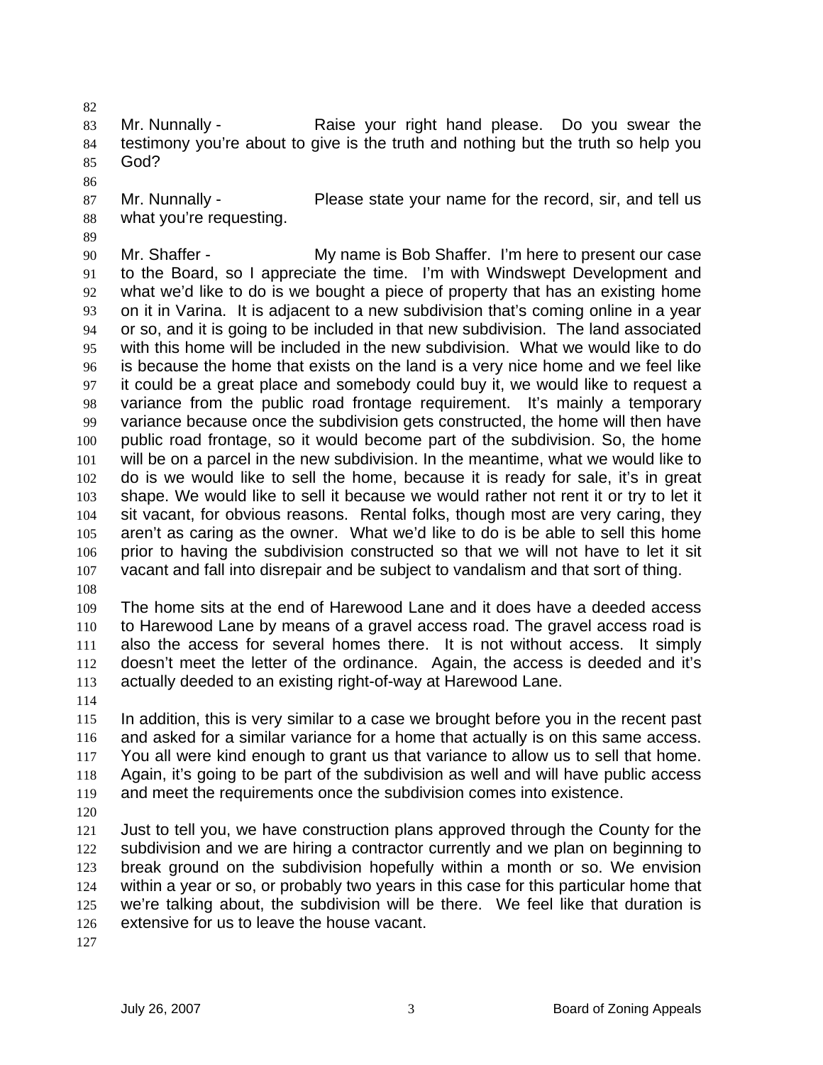Mr. Nunnally - Raise your right hand please. Do you swear the testimony you're about to give is the truth and nothing but the truth so help you God?

Mr. Nunnally - Please state your name for the record, sir, and tell us what you're requesting.

Mr. Shaffer - My name is Bob Shaffer. I'm here to present our case to the Board, so I appreciate the time. I'm with Windswept Development and what we'd like to do is we bought a piece of property that has an existing home on it in Varina. It is adjacent to a new subdivision that's coming online in a year or so, and it is going to be included in that new subdivision. The land associated with this home will be included in the new subdivision. What we would like to do is because the home that exists on the land is a very nice home and we feel like it could be a great place and somebody could buy it, we would like to request a variance from the public road frontage requirement. It's mainly a temporary variance because once the subdivision gets constructed, the home will then have public road frontage, so it would become part of the subdivision. So, the home will be on a parcel in the new subdivision. In the meantime, what we would like to do is we would like to sell the home, because it is ready for sale, it's in great shape. We would like to sell it because we would rather not rent it or try to let it sit vacant, for obvious reasons. Rental folks, though most are very caring, they aren't as caring as the owner. What we'd like to do is be able to sell this home prior to having the subdivision constructed so that we will not have to let it sit vacant and fall into disrepair and be subject to vandalism and that sort of thing.

The home sits at the end of Harewood Lane and it does have a deeded access to Harewood Lane by means of a gravel access road. The gravel access road is also the access for several homes there. It is not without access. It simply doesn't meet the letter of the ordinance. Again, the access is deeded and it's actually deeded to an existing right-of-way at Harewood Lane.

In addition, this is very similar to a case we brought before you in the recent past and asked for a similar variance for a home that actually is on this same access. You all were kind enough to grant us that variance to allow us to sell that home. Again, it's going to be part of the subdivision as well and will have public access and meet the requirements once the subdivision comes into existence.

Just to tell you, we have construction plans approved through the County for the subdivision and we are hiring a contractor currently and we plan on beginning to break ground on the subdivision hopefully within a month or so. We envision within a year or so, or probably two years in this case for this particular home that we're talking about, the subdivision will be there. We feel like that duration is extensive for us to leave the house vacant.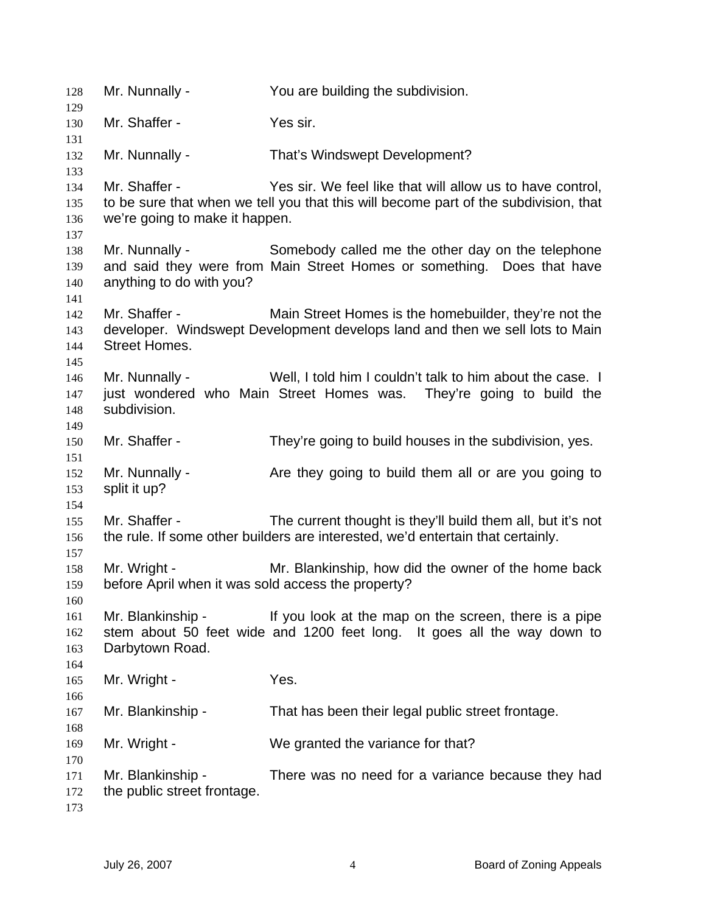Mr. Nunnally - You are building the subdivision.

Mr. Shaffer - Yes sir.

Mr. Nunnally - That's Windswept Development?

Mr. Shaffer - Yes sir. We feel like that will allow us to have control, to be sure that when we tell you that this will become part of the subdivision, that we're going to make it happen.

Mr. Nunnally - Somebody called me the other day on the telephone and said they were from Main Street Homes or something. Does that have anything to do with you?

Mr. Shaffer - Main Street Homes is the homebuilder, they're not the developer. Windswept Development develops land and then we sell lots to Main Street Homes.

Mr. Nunnally - Well, I told him I couldn't talk to him about the case. I just wondered who Main Street Homes was. They're going to build the subdivision.

Mr. Shaffer - They're going to build houses in the subdivision, yes.

Mr. Nunnally - Are they going to build them all or are you going to split it up?

Mr. Shaffer - The current thought is they'll build them all, but it's not the rule. If some other builders are interested, we'd entertain that certainly.

Mr. Wright - Mr. Blankinship, how did the owner of the home back before April when it was sold access the property?

Mr. Blankinship - If you look at the map on the screen, there is a pipe stem about 50 feet wide and 1200 feet long. It goes all the way down to Darbytown Road.

Mr. Wright - Yes.

Mr. Blankinship - That has been their legal public street frontage.

Mr. Wright - We granted the variance for that?

Mr. Blankinship - There was no need for a variance because they had the public street frontage.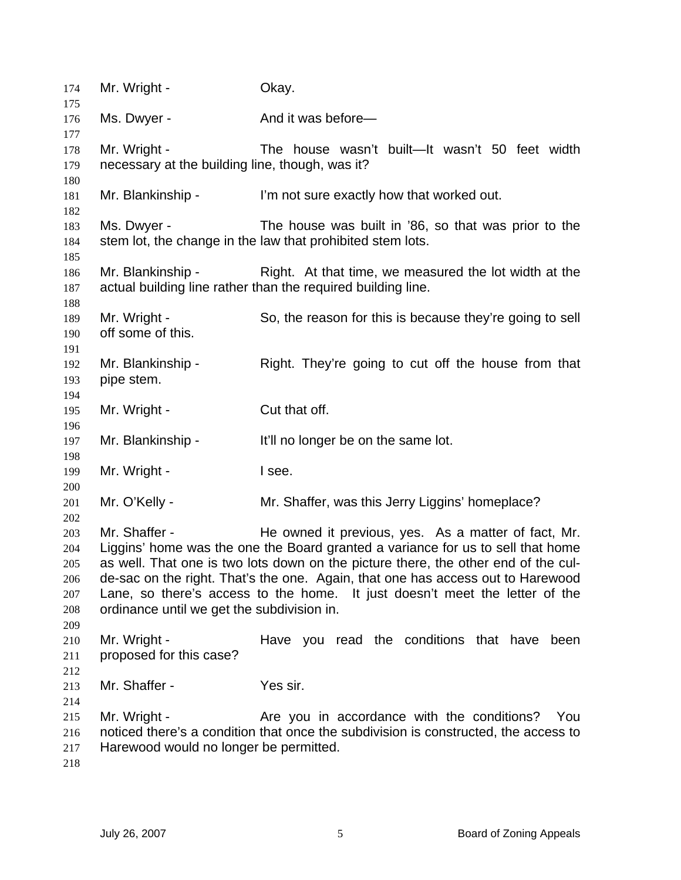Mr. Wright - Okay.

Ms. Dwyer - And it was before—

Mr. Wright - The house wasn't built—It wasn't 50 feet width necessary at the building line, though, was it?

Mr. Blankinship - I'm not sure exactly how that worked out.

Ms. Dwyer - The house was built in '86, so that was prior to the stem lot, the change in the law that prohibited stem lots.

Mr. Blankinship - Right. At that time, we measured the lot width at the actual building line rather than the required building line.

Mr. Wright - So, the reason for this is because they're going to sell off some of this.

Mr. Blankinship - Right. They're going to cut off the house from that pipe stem.

Mr. Wright - Cut that off.

Mr. Blankinship - It'll no longer be on the same lot.

Mr. Wright - I see.

Mr. O'Kelly - Mr. Shaffer, was this Jerry Liggins' homeplace?

Mr. Shaffer - He owned it previous, yes. As a matter of fact, Mr. Liggins' home was the one the Board granted a variance for us to sell that home as well. That one is two lots down on the picture there, the other end of the cul-de-sac on the right. That's the one. Again, that one has access out to Harewood Lane, so there's access to the home. It just doesn't meet the letter of the ordinance until we get the subdivision in.

Mr. Wright - Have you read the conditions that have been proposed for this case?

Mr. Shaffer - Yes sir.

Mr. Wright - Are you in accordance with the conditions? You noticed there's a condition that once the subdivision is constructed, the access to Harewood would no longer be permitted.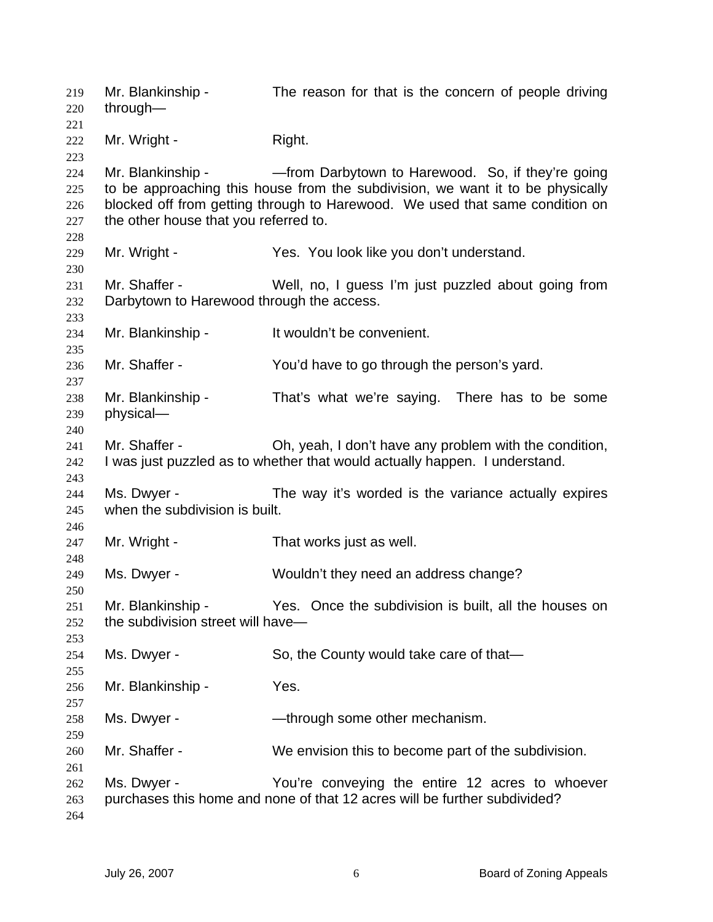Mr. Blankinship - The reason for that is the concern of people driving through—

Mr. Wright - Right.

Mr. Blankinship - —from Darbytown to Harewood. So, if they're going to be approaching this house from the subdivision, we want it to be physically blocked off from getting through to Harewood. We used that same condition on the other house that you referred to.

Mr. Wright - Yes. You look like you don't understand.

Mr. Shaffer - Well, no, I guess I'm just puzzled about going from Darbytown to Harewood through the access.

Mr. Blankinship - It wouldn't be convenient.

Mr. Shaffer - You'd have to go through the person's yard.

Mr. Blankinship - That's what we're saying. There has to be some physical—

Mr. Shaffer - Oh, yeah, I don't have any problem with the condition, I was just puzzled as to whether that would actually happen. I understand.

Ms. Dwyer - The way it's worded is the variance actually expires when the subdivision is built.

Mr. Wright - That works just as well.

Ms. Dwyer - Wouldn't they need an address change?

Mr. Blankinship - Yes. Once the subdivision is built, all the houses on the subdivision street will have—

Ms. Dwyer - So, the County would take care of that—

Mr. Blankinship - Yes.

Ms. Dwyer - —through some other mechanism.

Mr. Shaffer - We envision this to become part of the subdivision.

Ms. Dwyer - You're conveying the entire 12 acres to whoever purchases this home and none of that 12 acres will be further subdivided?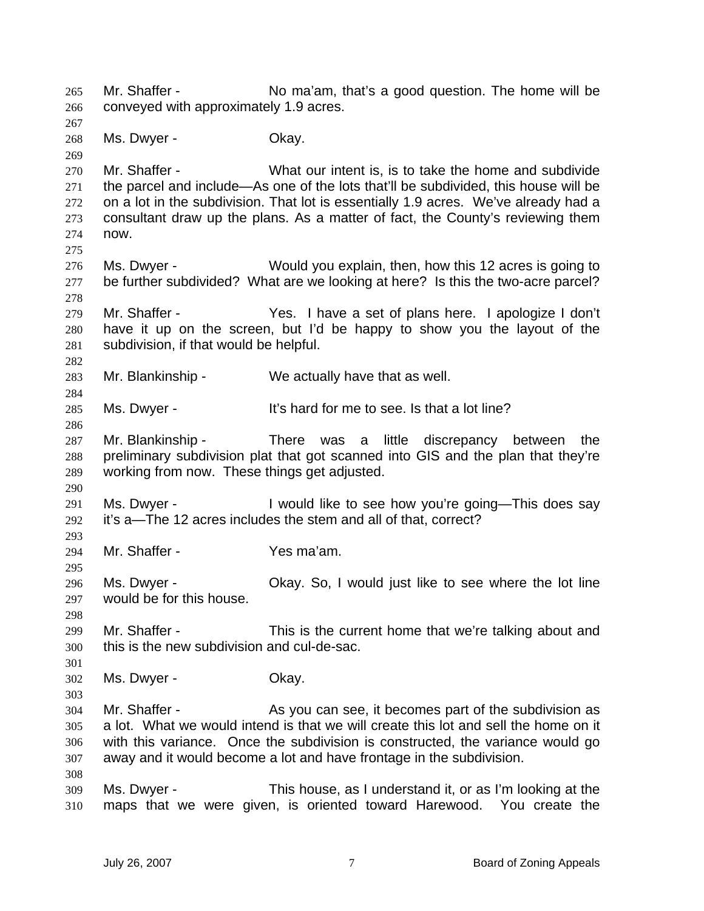Mr. Shaffer - No ma'am, that's a good question. The home will be conveyed with approximately 1.9 acres.

Ms. Dwyer - Okay.

Mr. Shaffer - What our intent is, is to take the home and subdivide the parcel and include—As one of the lots that'll be subdivided, this house will be on a lot in the subdivision. That lot is essentially 1.9 acres. We've already had a consultant draw up the plans. As a matter of fact, the County's reviewing them now.

Ms. Dwyer - Would you explain, then, how this 12 acres is going to be further subdivided? What are we looking at here? Is this the two-acre parcel?

Mr. Shaffer - Yes. I have a set of plans here. I apologize I don't have it up on the screen, but I'd be happy to show you the layout of the subdivision, if that would be helpful.

Mr. Blankinship - We actually have that as well.

Ms. Dwyer - It's hard for me to see. Is that a lot line?

Mr. Blankinship - There was a little discrepancy between the preliminary subdivision plat that got scanned into GIS and the plan that they're working from now. These things get adjusted.

Ms. Dwyer - I would like to see how you're going—This does say it's a—The 12 acres includes the stem and all of that, correct?

Mr. Shaffer - Yes ma'am.

Ms. Dwyer - Okay. So, I would just like to see where the lot line would be for this house.

Mr. Shaffer - This is the current home that we're talking about and this is the new subdivision and cul-de-sac.

Ms. Dwyer - Okay.

Mr. Shaffer - As you can see, it becomes part of the subdivision as a lot. What we would intend is that we will create this lot and sell the home on it with this variance. Once the subdivision is constructed, the variance would go away and it would become a lot and have frontage in the subdivision.

Ms. Dwyer - This house, as I understand it, or as I'm looking at the maps that we were given, is oriented toward Harewood. You create the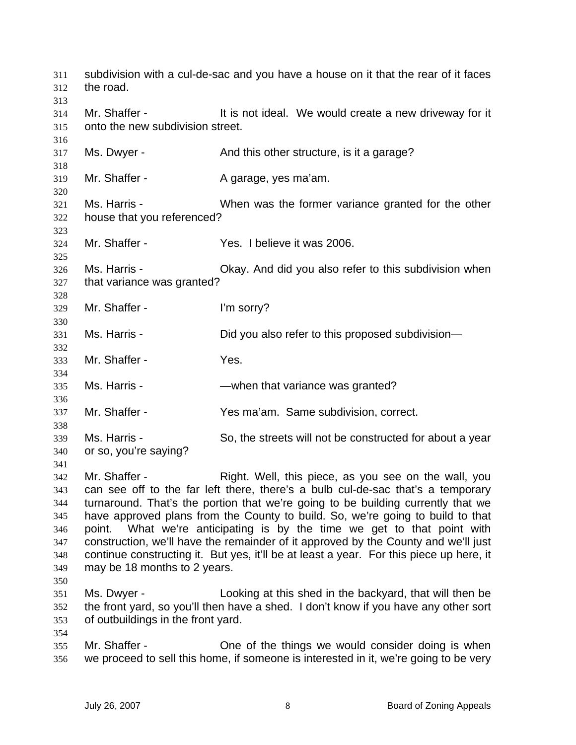subdivision with a cul-de-sac and you have a house on it that the rear of it faces the road.

Mr. Shaffer - It is not ideal. We would create a new driveway for it onto the new subdivision street.

Ms. Dwyer - And this other structure, is it a garage?

Mr. Shaffer - A garage, yes ma'am.

Ms. Harris - When was the former variance granted for the other house that you referenced?

Mr. Shaffer - Yes. I believe it was 2006.

Ms. Harris - Okay. And did you also refer to this subdivision when that variance was granted?

Mr. Shaffer - I'm sorry?

Ms. Harris - Did you also refer to this proposed subdivision—

Mr. Shaffer - Yes.

Ms. Harris - —when that variance was granted?

Mr. Shaffer - Yes ma'am. Same subdivision, correct.

Ms. Harris - So, the streets will not be constructed for about a year or so, you're saying?

Mr. Shaffer - Right. Well, this piece, as you see on the wall, you can see off to the far left there, there's a bulb cul-de-sac that's a temporary turnaround. That's the portion that we're going to be building currently that we have approved plans from the County to build. So, we're going to build to that point. What we're anticipating is by the time we get to that point with construction, we'll have the remainder of it approved by the County and we'll just continue constructing it. But yes, it'll be at least a year. For this piece up here, it may be 18 months to 2 years.

Ms. Dwyer - Looking at this shed in the backyard, that will then be the front yard, so you'll then have a shed. I don't know if you have any other sort of outbuildings in the front yard.

Mr. Shaffer - One of the things we would consider doing is when we proceed to sell this home, if someone is interested in it, we're going to be very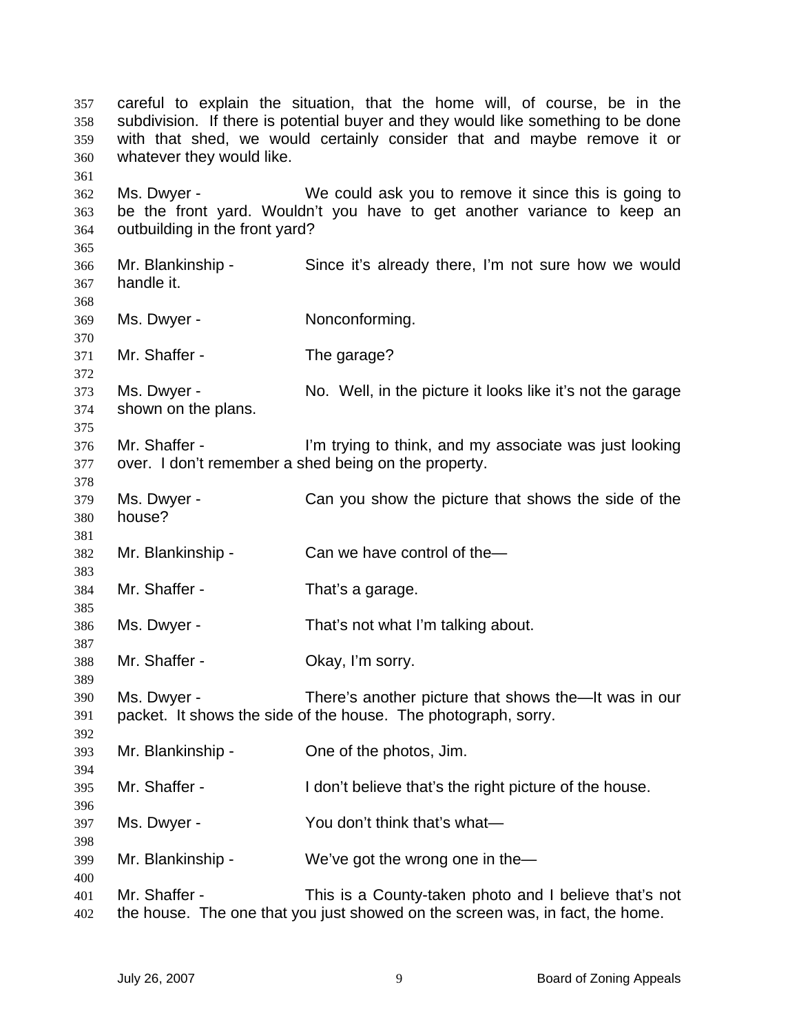careful to explain the situation, that the home will, of course, be in the subdivision. If there is potential buyer and they would like something to be done with that shed, we would certainly consider that and maybe remove it or whatever they would like.

Ms. Dwyer - We could ask you to remove it since this is going to be the front yard. Wouldn't you have to get another variance to keep an outbuilding in the front yard?

Mr. Blankinship - Since it's already there, I'm not sure how we would handle it.

Ms. Dwyer - Nonconforming.

Mr. Shaffer - The garage?

Ms. Dwyer - No. Well, in the picture it looks like it's not the garage shown on the plans.

Mr. Shaffer - I'm trying to think, and my associate was just looking over. I don't remember a shed being on the property.

Ms. Dwyer - Can you show the picture that shows the side of the house?

Mr. Blankinship - Can we have control of the—

Mr. Shaffer - That's a garage.

Ms. Dwyer - That's not what I'm talking about.

Mr. Shaffer - Okay, I'm sorry.

Ms. Dwyer - There's another picture that shows the—It was in our packet. It shows the side of the house. The photograph, sorry.

Mr. Blankinship - One of the photos, Jim.

Mr. Shaffer - I don't believe that's the right picture of the house.

Ms. Dwyer - You don't think that's what—

Mr. Blankinship - We've got the wrong one in the—

Mr. Shaffer - This is a County-taken photo and I believe that's not the house. The one that you just showed on the screen was, in fact, the home.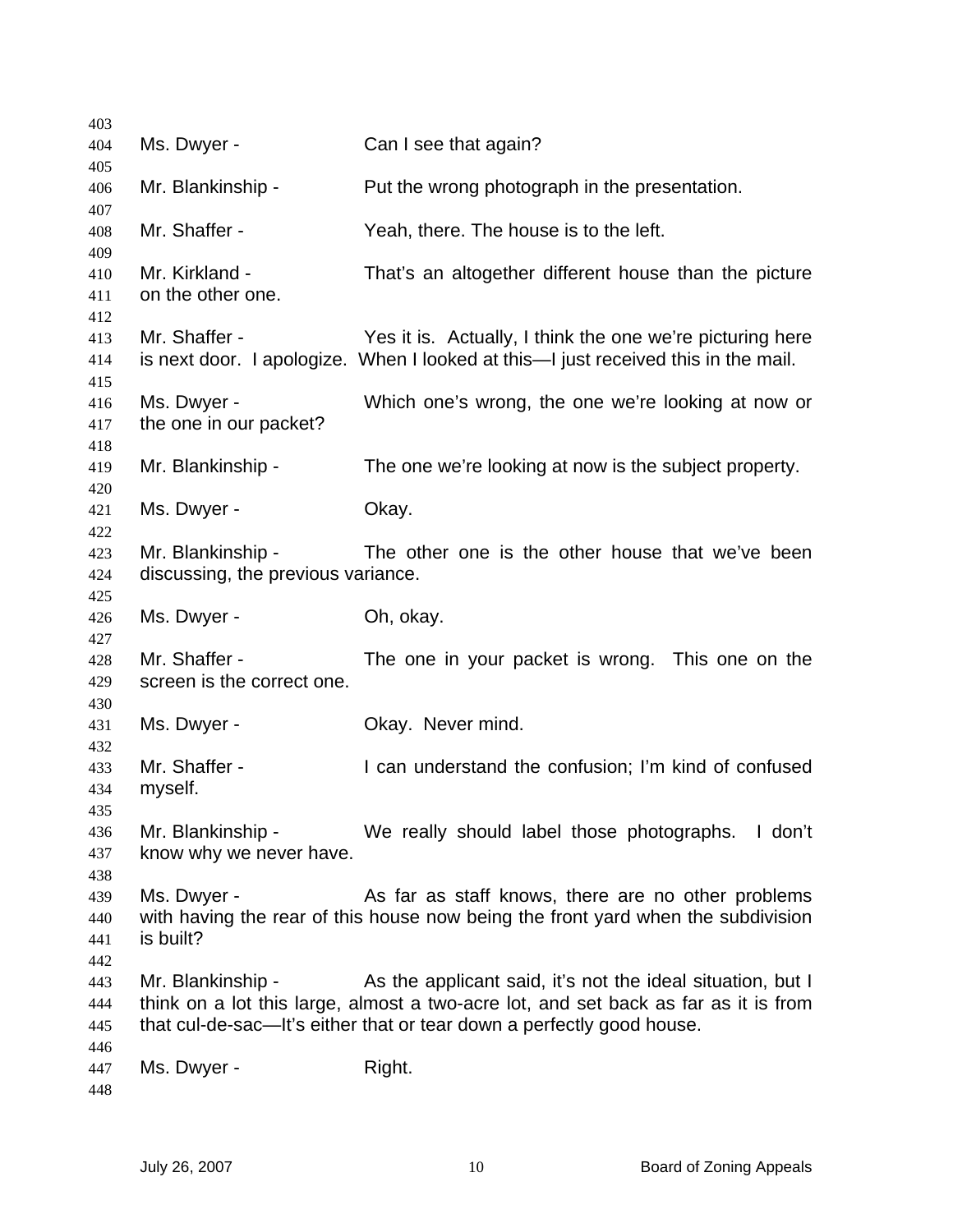Ms. Dwyer - Can I see that again?

Mr. Blankinship - Put the wrong photograph in the presentation.

Mr. Shaffer - Yeah, there. The house is to the left.

Mr. Kirkland - That's an altogether different house than the picture on the other one.

Mr. Shaffer - Yes it is. Actually, I think the one we're picturing here is next door. I apologize. When I looked at this—I just received this in the mail.

Ms. Dwyer - Which one's wrong, the one we're looking at now or the one in our packet?

Mr. Blankinship - The one we're looking at now is the subject property.

Ms. Dwyer - Okay.

Mr. Blankinship - The other one is the other house that we've been discussing, the previous variance.

Ms. Dwyer - Oh, okay.

Mr. Shaffer - The one in your packet is wrong. This one on the screen is the correct one.

Ms. Dwyer - Okay. Never mind.

Mr. Shaffer - I can understand the confusion; I'm kind of confused myself.

Mr. Blankinship - We really should label those photographs. I don't know why we never have.

Ms. Dwyer - As far as staff knows, there are no other problems with having the rear of this house now being the front yard when the subdivision is built?

Mr. Blankinship - As the applicant said, it's not the ideal situation, but I think on a lot this large, almost a two-acre lot, and set back as far as it is from that cul-de-sac—It's either that or tear down a perfectly good house.

Ms. Dwyer - Right.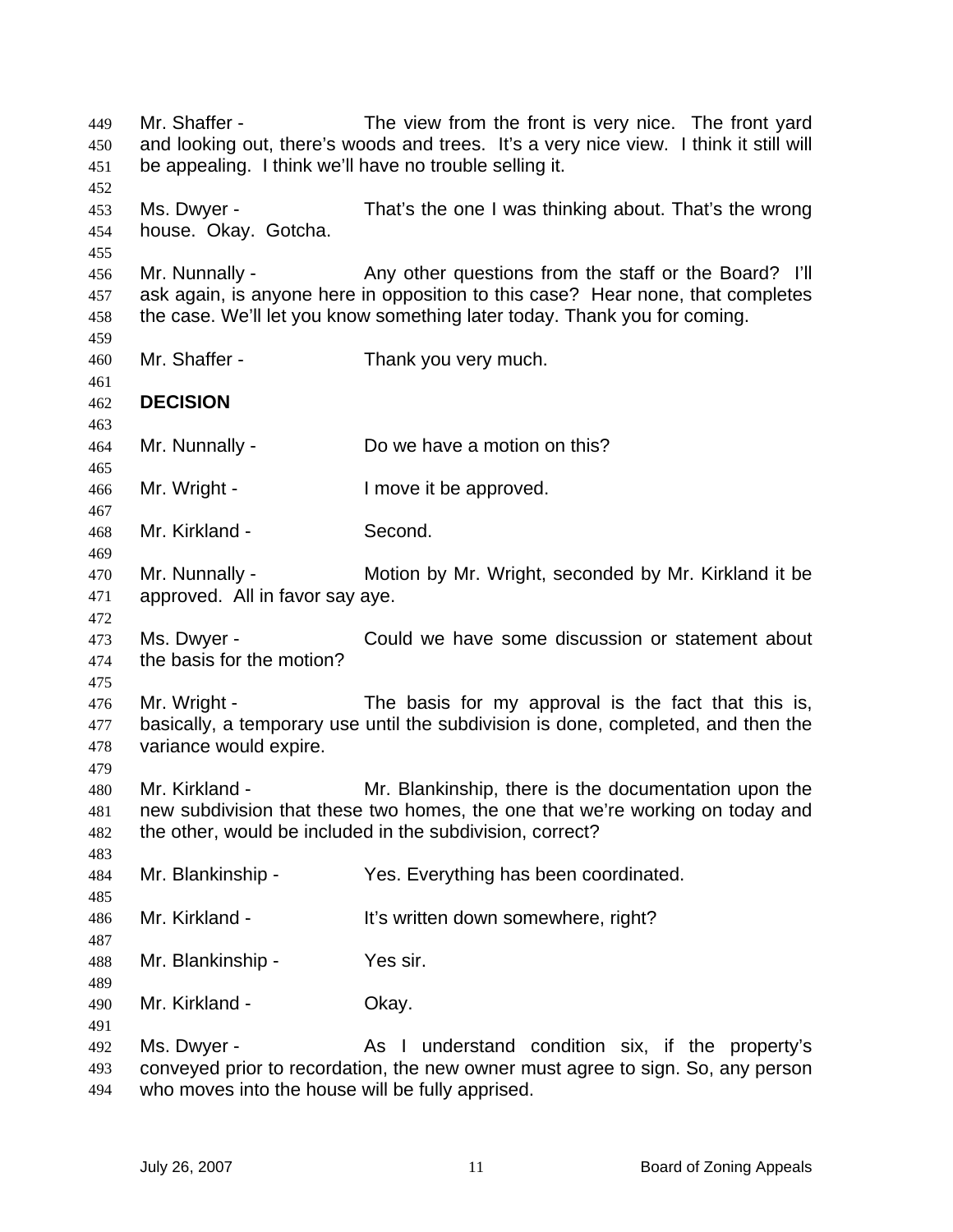Mr. Shaffer - The view from the front is very nice. The front yard and looking out, there's woods and trees. It's a very nice view. I think it still will be appealing. I think we'll have no trouble selling it.

Ms. Dwyer - That's the one I was thinking about. That's the wrong house. Okay. Gotcha.

Mr. Nunnally - Any other questions from the staff or the Board? I'll ask again, is anyone here in opposition to this case? Hear none, that completes the case. We'll let you know something later today. Thank you for coming.

Mr. Shaffer - Thank you very much.

**DECISION**

Mr. Nunnally - Do we have a motion on this?

Mr. Wright - I move it be approved.

Mr. Kirkland - Second.

Mr. Nunnally - Motion by Mr. Wright, seconded by Mr. Kirkland it be approved. All in favor say aye.

Ms. Dwyer - Could we have some discussion or statement about the basis for the motion?

Mr. Wright - The basis for my approval is the fact that this is, basically, a temporary use until the subdivision is done, completed, and then the variance would expire.

Mr. Kirkland - Mr. Blankinship, there is the documentation upon the new subdivision that these two homes, the one that we're working on today and the other, would be included in the subdivision, correct?

Mr. Blankinship - Yes. Everything has been coordinated.

Mr. Kirkland - It's written down somewhere, right?

Mr. Blankinship - Yes sir.

Mr. Kirkland - Okay.

Ms. Dwyer - As I understand condition six, if the property's conveyed prior to recordation, the new owner must agree to sign. So, any person who moves into the house will be fully apprised.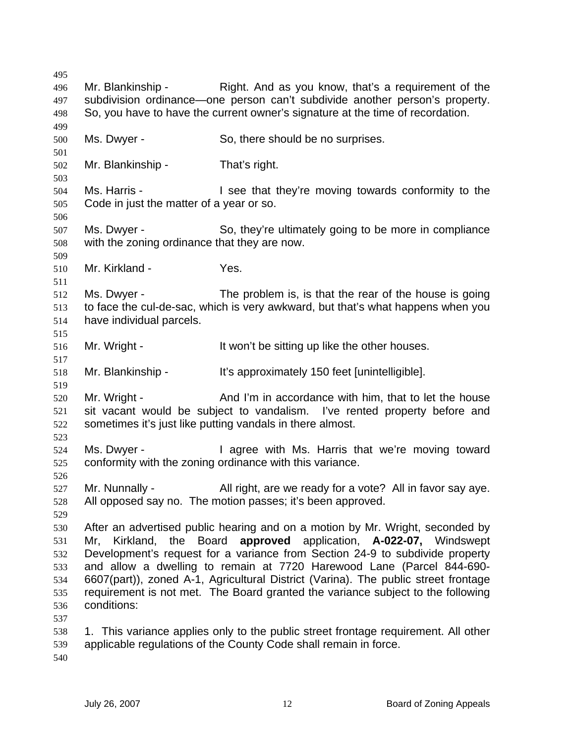Mr. Blankinship - Right. And as you know, that's a requirement of the subdivision ordinance—one person can't subdivide another person's property. So, you have to have the current owner's signature at the time of recordation.

Ms. Dwyer - So, there should be no surprises.

Mr. Blankinship - That's right.

Ms. Harris - I see that they're moving towards conformity to the Code in just the matter of a year or so.

Ms. Dwyer - So, they're ultimately going to be more in compliance with the zoning ordinance that they are now.

Mr. Kirkland - Yes.

Ms. Dwyer - The problem is, is that the rear of the house is going to face the cul-de-sac, which is very awkward, but that's what happens when you have individual parcels.

Mr. Wright - It won't be sitting up like the other houses.

Mr. Blankinship - It's approximately 150 feet [unintelligible].

Mr. Wright - And I'm in accordance with him, that to let the house sit vacant would be subject to vandalism. I've rented property before and sometimes it's just like putting vandals in there almost.

Ms. Dwyer - I agree with Ms. Harris that we're moving toward conformity with the zoning ordinance with this variance.

Mr. Nunnally - All right, are we ready for a vote? All in favor say aye. All opposed say no. The motion passes; it's been approved.

After an advertised public hearing and on a motion by Mr. Wright, seconded by Mr, Kirkland, the Board **approved** application, **A-022-07,** Windswept Development's request for a variance from Section 24-9 to subdivide property and allow a dwelling to remain at 7720 Harewood Lane (Parcel 844-690-6607(part)), zoned A-1, Agricultural District (Varina). The public street frontage requirement is not met. The Board granted the variance subject to the following conditions:

1. This variance applies only to the public street frontage requirement. All other applicable regulations of the County Code shall remain in force.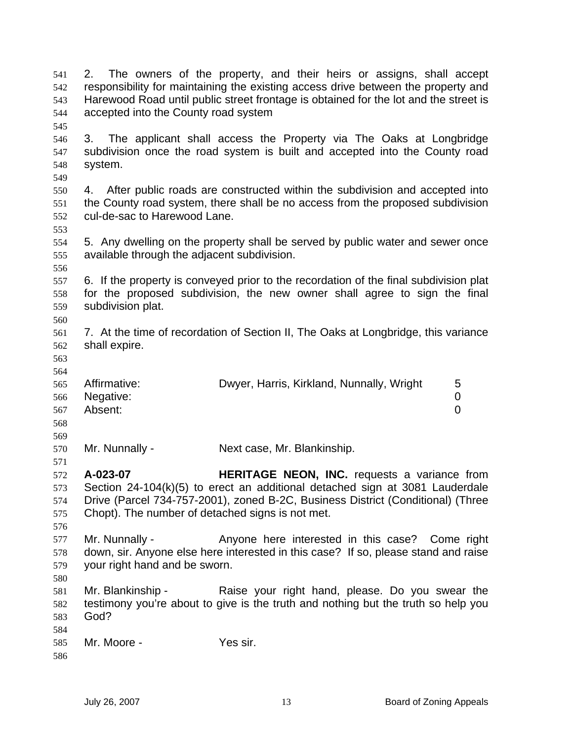2. The owners of the property, and their heirs or assigns, shall accept responsibility for maintaining the existing access drive between the property and Harewood Road until public street frontage is obtained for the lot and the street is accepted into the County road system

3. The applicant shall access the Property via The Oaks at Longbridge subdivision once the road system is built and accepted into the County road system.

4. After public roads are constructed within the subdivision and accepted into the County road system, there shall be no access from the proposed subdivision cul-de-sac to Harewood Lane.

5. Any dwelling on the property shall be served by public water and sewer once available through the adjacent subdivision.

6. If the property is conveyed prior to the recordation of the final subdivision plat for the proposed subdivision, the new owner shall agree to sign the final subdivision plat.

7. At the time of recordation of Section II, The Oaks at Longbridge, this variance shall expire.

| | | |
|---|---|---|
| Affirmative: | Dwyer, Harris, Kirkland, Nunnally, Wright | 5 |
| Negative: | | 0 |
| Absent: | | 0 |

Mr. Nunnally - Next case, Mr. Blankinship.

**A-023-07** **HERITAGE NEON, INC.** requests a variance from Section 24-104(k)(5) to erect an additional detached sign at 3081 Lauderdale Drive (Parcel 734-757-2001), zoned B-2C, Business District (Conditional) (Three Chopt). The number of detached signs is not met.

Mr. Nunnally - Anyone here interested in this case? Come right down, sir. Anyone else here interested in this case? If so, please stand and raise your right hand and be sworn.

Mr. Blankinship - Raise your right hand, please. Do you swear the testimony you're about to give is the truth and nothing but the truth so help you God?

Mr. Moore - Yes sir.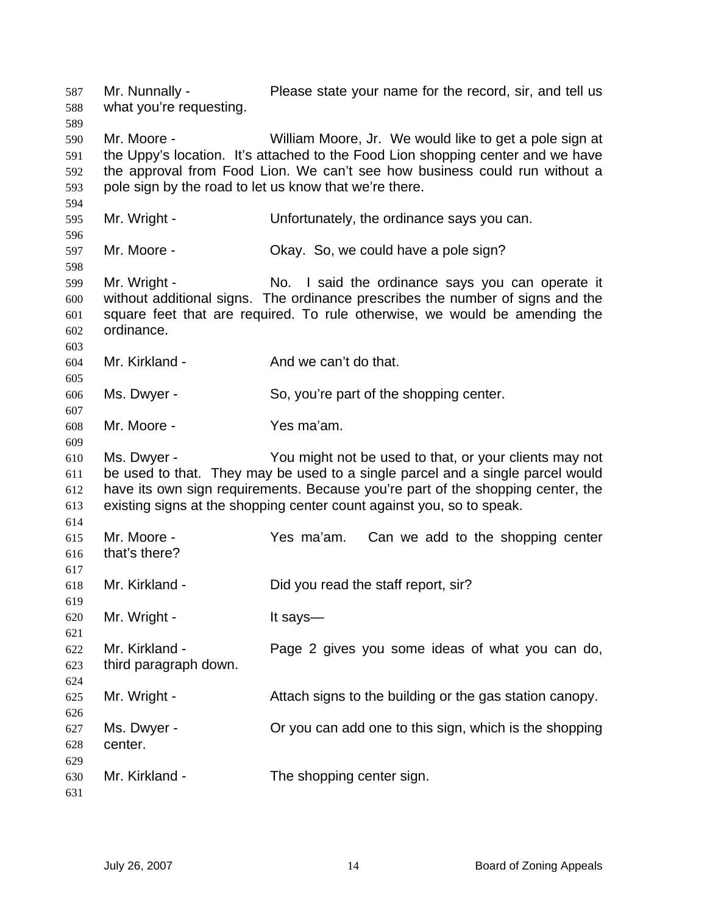Mr. Nunnally - Please state your name for the record, sir, and tell us what you're requesting.

Mr. Moore - William Moore, Jr. We would like to get a pole sign at the Uppy's location. It's attached to the Food Lion shopping center and we have the approval from Food Lion. We can't see how business could run without a pole sign by the road to let us know that we're there.

Mr. Wright - Unfortunately, the ordinance says you can.

Mr. Moore - Okay. So, we could have a pole sign?

Mr. Wright - No. I said the ordinance says you can operate it without additional signs. The ordinance prescribes the number of signs and the square feet that are required. To rule otherwise, we would be amending the ordinance.

Mr. Kirkland - And we can't do that.

Ms. Dwyer - So, you're part of the shopping center.

Mr. Moore - Yes ma'am.

Ms. Dwyer - You might not be used to that, or your clients may not be used to that. They may be used to a single parcel and a single parcel would have its own sign requirements. Because you're part of the shopping center, the existing signs at the shopping center count against you, so to speak.

Mr. Moore - Yes ma'am. Can we add to the shopping center that's there?

Mr. Kirkland - Did you read the staff report, sir?

Mr. Wright - It says—

Mr. Kirkland - Page 2 gives you some ideas of what you can do, third paragraph down.

Mr. Wright - Attach signs to the building or the gas station canopy.

Ms. Dwyer - Or you can add one to this sign, which is the shopping center.

Mr. Kirkland - The shopping center sign.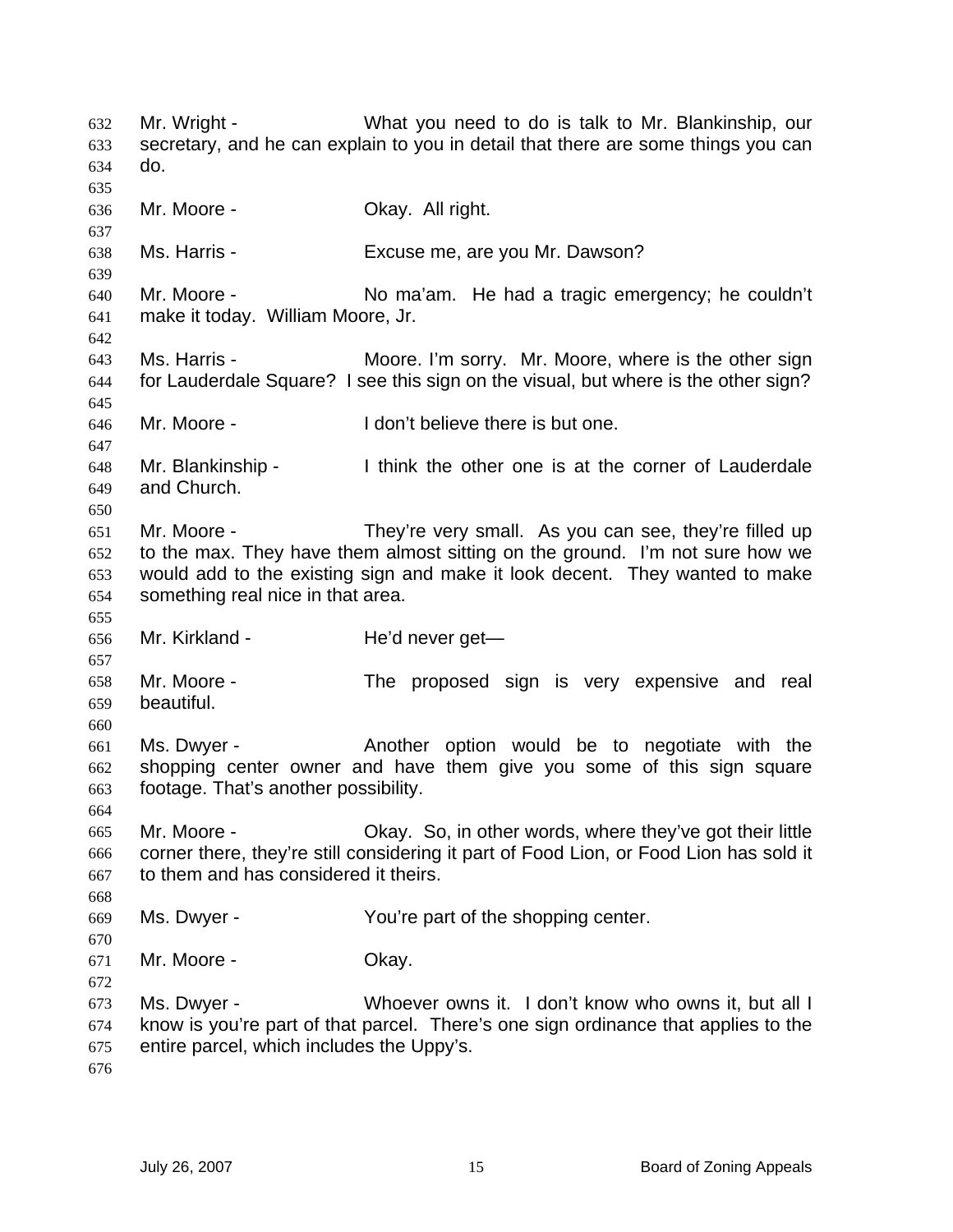Mr. Wright - What you need to do is talk to Mr. Blankinship, our secretary, and he can explain to you in detail that there are some things you can do.

Mr. Moore - Okay. All right.

Ms. Harris - Excuse me, are you Mr. Dawson?

Mr. Moore - No ma'am. He had a tragic emergency; he couldn't make it today. William Moore, Jr.

Ms. Harris - Moore. I'm sorry. Mr. Moore, where is the other sign for Lauderdale Square? I see this sign on the visual, but where is the other sign?

Mr. Moore - I don't believe there is but one.

Mr. Blankinship - I think the other one is at the corner of Lauderdale and Church.

Mr. Moore - They're very small. As you can see, they're filled up to the max. They have them almost sitting on the ground. I'm not sure how we would add to the existing sign and make it look decent. They wanted to make something real nice in that area.

Mr. Kirkland - He'd never get—

Mr. Moore - The proposed sign is very expensive and real beautiful.

Ms. Dwyer - Another option would be to negotiate with the shopping center owner and have them give you some of this sign square footage. That's another possibility.

Mr. Moore - Okay. So, in other words, where they've got their little corner there, they're still considering it part of Food Lion, or Food Lion has sold it to them and has considered it theirs.

Ms. Dwyer - You're part of the shopping center.

Mr. Moore - Okay.

Ms. Dwyer - Whoever owns it. I don't know who owns it, but all I know is you're part of that parcel. There's one sign ordinance that applies to the entire parcel, which includes the Uppy's.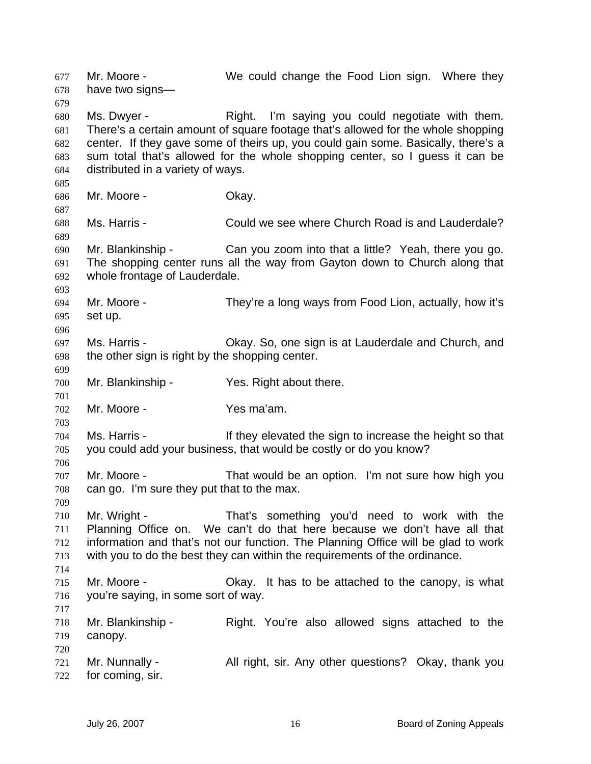Mr. Moore - We could change the Food Lion sign. Where they have two signs—

Ms. Dwyer - Right. I'm saying you could negotiate with them. There's a certain amount of square footage that's allowed for the whole shopping center. If they gave some of theirs up, you could gain some. Basically, there's a sum total that's allowed for the whole shopping center, so I guess it can be distributed in a variety of ways.

Mr. Moore - Okay.

Ms. Harris - Could we see where Church Road is and Lauderdale?

Mr. Blankinship - Can you zoom into that a little? Yeah, there you go. The shopping center runs all the way from Gayton down to Church along that whole frontage of Lauderdale.

Mr. Moore - They're a long ways from Food Lion, actually, how it's set up.

Ms. Harris - Okay. So, one sign is at Lauderdale and Church, and the other sign is right by the shopping center.

Mr. Blankinship - Yes. Right about there.

Mr. Moore - Yes ma'am.

Ms. Harris - If they elevated the sign to increase the height so that you could add your business, that would be costly or do you know?

Mr. Moore - That would be an option. I'm not sure how high you can go. I'm sure they put that to the max.

Mr. Wright - That's something you'd need to work with the Planning Office on. We can't do that here because we don't have all that information and that's not our function. The Planning Office will be glad to work with you to do the best they can within the requirements of the ordinance.

Mr. Moore - Okay. It has to be attached to the canopy, is what you're saying, in some sort of way.

Mr. Blankinship - Right. You're also allowed signs attached to the canopy.

Mr. Nunnally - All right, sir. Any other questions? Okay, thank you for coming, sir.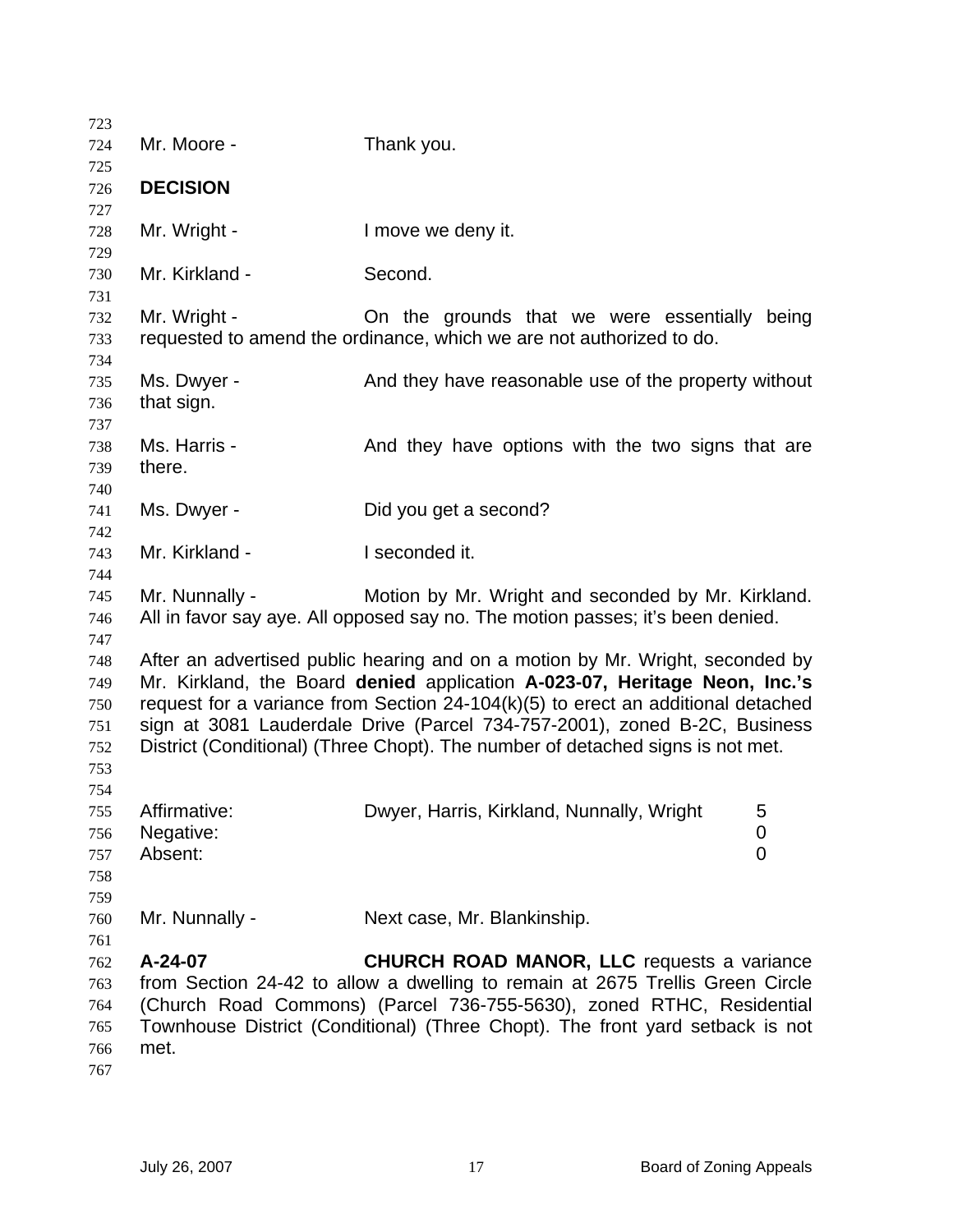Mr. Moore - Thank you.

**DECISION**

Mr. Wright - I move we deny it.

Mr. Kirkland - Second.

Mr. Wright - On the grounds that we were essentially being requested to amend the ordinance, which we are not authorized to do.

Ms. Dwyer - And they have reasonable use of the property without that sign.

Ms. Harris - And they have options with the two signs that are there.

Ms. Dwyer - Did you get a second?

Mr. Kirkland - I seconded it.

Mr. Nunnally - Motion by Mr. Wright and seconded by Mr. Kirkland. All in favor say aye. All opposed say no. The motion passes; it's been denied.

After an advertised public hearing and on a motion by Mr. Wright, seconded by Mr. Kirkland, the Board **denied** application **A-023-07, Heritage Neon, Inc.'s** request for a variance from Section 24-104(k)(5) to erect an additional detached sign at 3081 Lauderdale Drive (Parcel 734-757-2001), zoned B-2C, Business District (Conditional) (Three Chopt). The number of detached signs is not met.

| | | |
|---|---|---|
| Affirmative: | Dwyer, Harris, Kirkland, Nunnally, Wright | 5 |
| Negative: | | 0 |
| Absent: | | 0 |

Mr. Nunnally - Next case, Mr. Blankinship.

**A-24-07** **CHURCH ROAD MANOR, LLC** requests a variance from Section 24-42 to allow a dwelling to remain at 2675 Trellis Green Circle (Church Road Commons) (Parcel 736-755-5630), zoned RTHC, Residential Townhouse District (Conditional) (Three Chopt). The front yard setback is not met.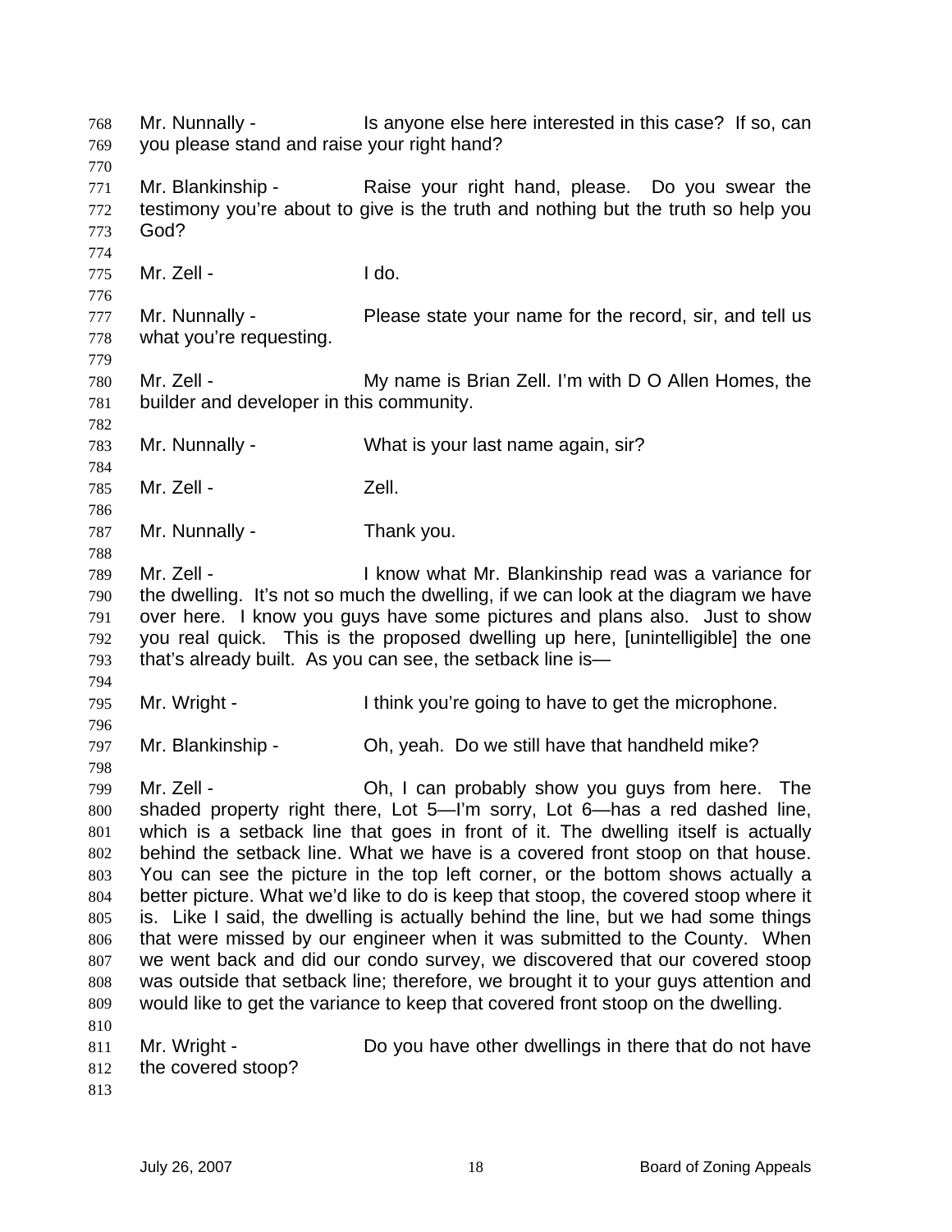Mr. Nunnally - Is anyone else here interested in this case? If so, can you please stand and raise your right hand?

Mr. Blankinship - Raise your right hand, please. Do you swear the testimony you're about to give is the truth and nothing but the truth so help you God?

Mr. Zell - I do.

Mr. Nunnally - Please state your name for the record, sir, and tell us what you're requesting.

Mr. Zell - My name is Brian Zell. I'm with D O Allen Homes, the builder and developer in this community.

Mr. Nunnally - What is your last name again, sir?

Mr. Zell - Zell.

Mr. Nunnally - Thank you.

Mr. Zell - I know what Mr. Blankinship read was a variance for the dwelling. It's not so much the dwelling, if we can look at the diagram we have over here. I know you guys have some pictures and plans also. Just to show you real quick. This is the proposed dwelling up here, [unintelligible] the one that's already built. As you can see, the setback line is—

Mr. Wright - I think you're going to have to get the microphone.

Mr. Blankinship - Oh, yeah. Do we still have that handheld mike?

Mr. Zell - Oh, I can probably show you guys from here. The shaded property right there, Lot 5—I'm sorry, Lot 6—has a red dashed line, which is a setback line that goes in front of it. The dwelling itself is actually behind the setback line. What we have is a covered front stoop on that house. You can see the picture in the top left corner, or the bottom shows actually a better picture. What we'd like to do is keep that stoop, the covered stoop where it is. Like I said, the dwelling is actually behind the line, but we had some things that were missed by our engineer when it was submitted to the County. When we went back and did our condo survey, we discovered that our covered stoop was outside that setback line; therefore, we brought it to your guys attention and would like to get the variance to keep that covered front stoop on the dwelling.

Mr. Wright - Do you have other dwellings in there that do not have the covered stoop?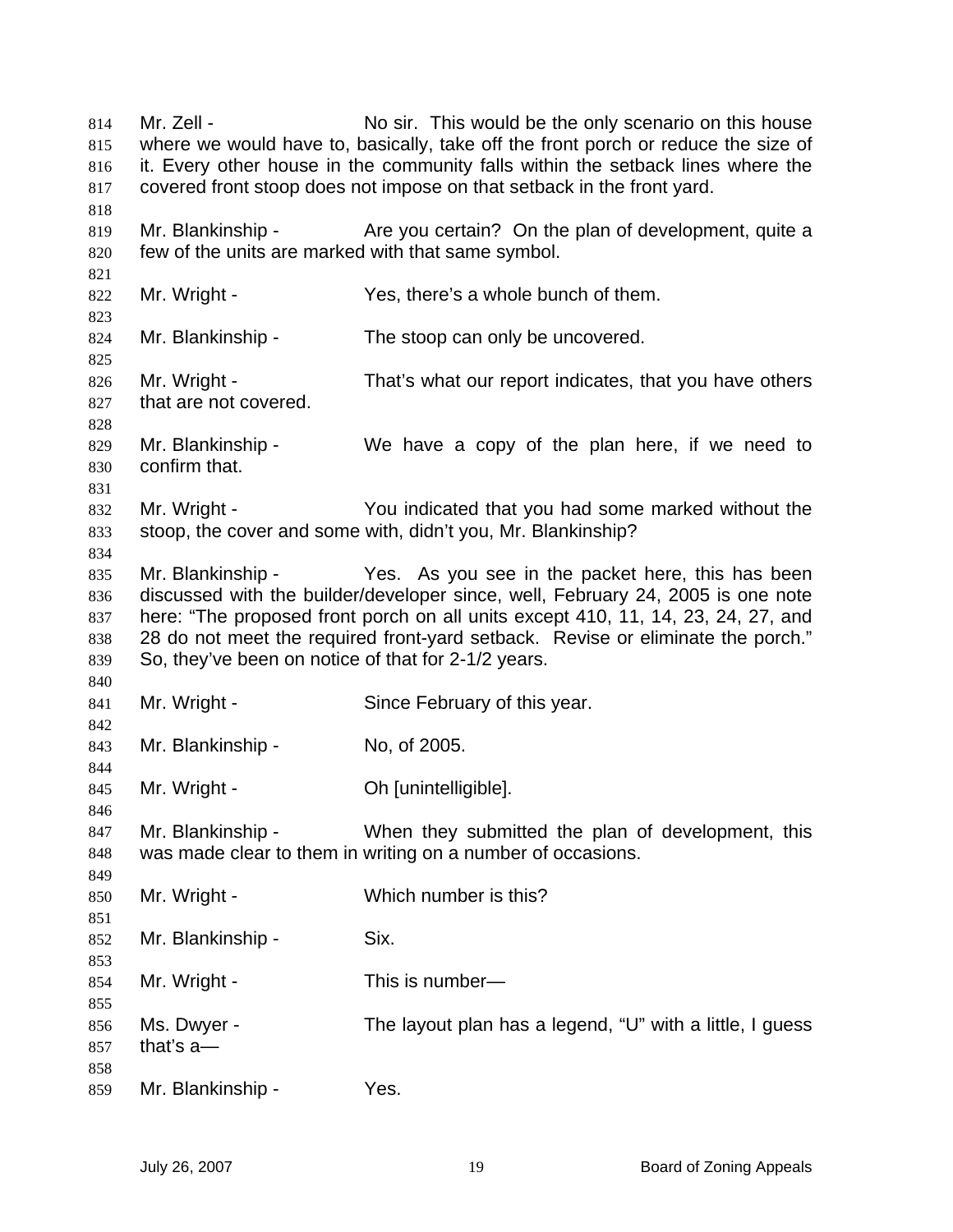Mr. Zell - No sir. This would be the only scenario on this house where we would have to, basically, take off the front porch or reduce the size of it. Every other house in the community falls within the setback lines where the covered front stoop does not impose on that setback in the front yard.

Mr. Blankinship - Are you certain? On the plan of development, quite a few of the units are marked with that same symbol.

Mr. Wright - Yes, there's a whole bunch of them.

Mr. Blankinship - The stoop can only be uncovered.

Mr. Wright - That's what our report indicates, that you have others that are not covered.

Mr. Blankinship - We have a copy of the plan here, if we need to confirm that.

Mr. Wright - You indicated that you had some marked without the stoop, the cover and some with, didn't you, Mr. Blankinship?

Mr. Blankinship - Yes. As you see in the packet here, this has been discussed with the builder/developer since, well, February 24, 2005 is one note here: "The proposed front porch on all units except 410, 11, 14, 23, 24, 27, and 28 do not meet the required front-yard setback. Revise or eliminate the porch." So, they've been on notice of that for 2-1/2 years.

Mr. Wright - Since February of this year.

Mr. Blankinship - No, of 2005.

Mr. Wright - Oh [unintelligible].

Mr. Blankinship - When they submitted the plan of development, this was made clear to them in writing on a number of occasions.

Mr. Wright - Which number is this?

Mr. Blankinship - Six.

Mr. Wright - This is number—

Ms. Dwyer - The layout plan has a legend, "U" with a little, I guess that's a—

Mr. Blankinship - Yes.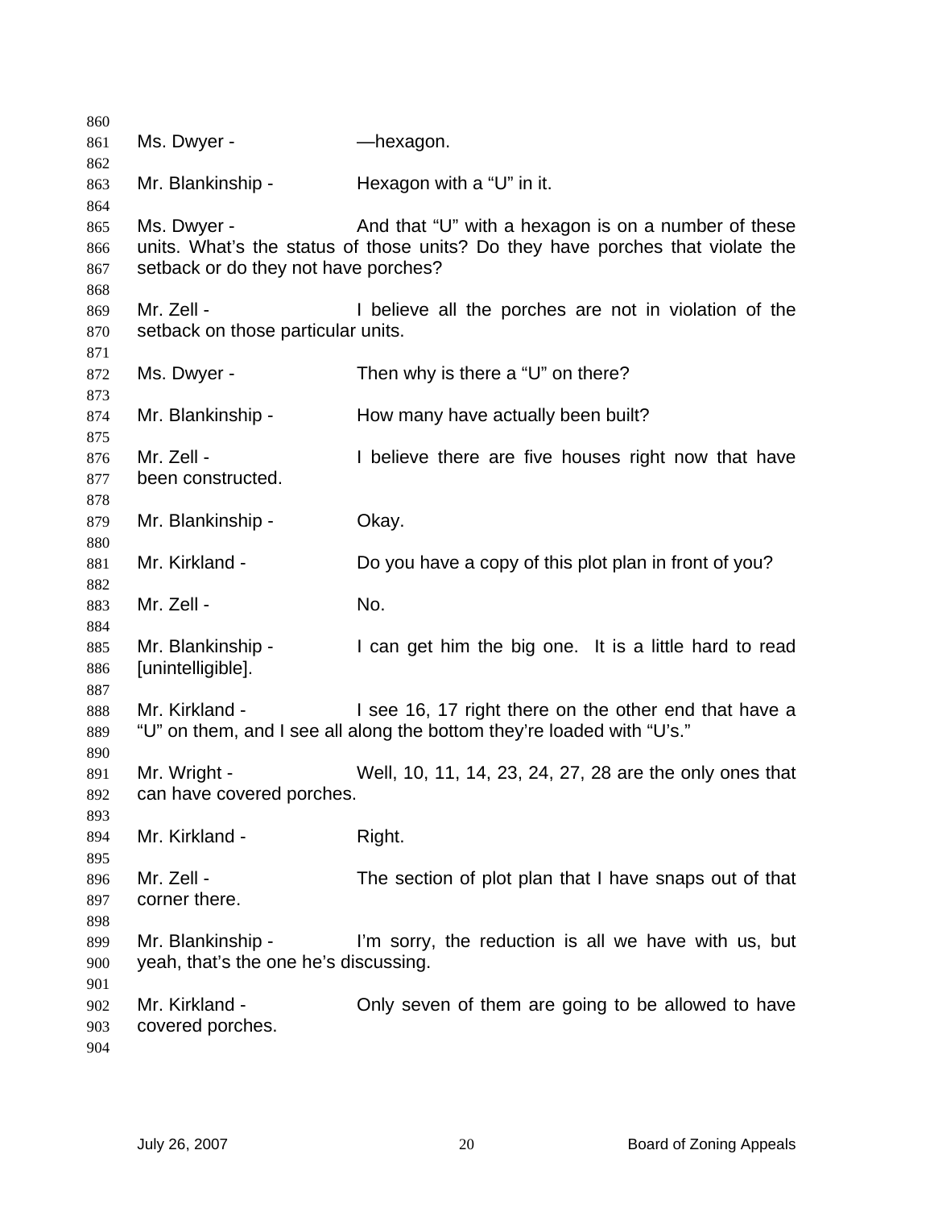Ms. Dwyer - —hexagon.

Mr. Blankinship - Hexagon with a "U" in it.

Ms. Dwyer - And that "U" with a hexagon is on a number of these units. What's the status of those units? Do they have porches that violate the setback or do they not have porches?

Mr. Zell - I believe all the porches are not in violation of the setback on those particular units.

Ms. Dwyer - Then why is there a "U" on there?

Mr. Blankinship - How many have actually been built?

Mr. Zell - I believe there are five houses right now that have been constructed.

Mr. Blankinship - Okay.

Mr. Kirkland - Do you have a copy of this plot plan in front of you?

Mr. Zell - No.

Mr. Blankinship - I can get him the big one. It is a little hard to read [unintelligible].

Mr. Kirkland - I see 16, 17 right there on the other end that have a "U" on them, and I see all along the bottom they're loaded with "U's."

Mr. Wright - Well, 10, 11, 14, 23, 24, 27, 28 are the only ones that can have covered porches.

Mr. Kirkland - Right.

Mr. Zell - The section of plot plan that I have snaps out of that corner there.

Mr. Blankinship - I'm sorry, the reduction is all we have with us, but yeah, that's the one he's discussing.

Mr. Kirkland - Only seven of them are going to be allowed to have covered porches.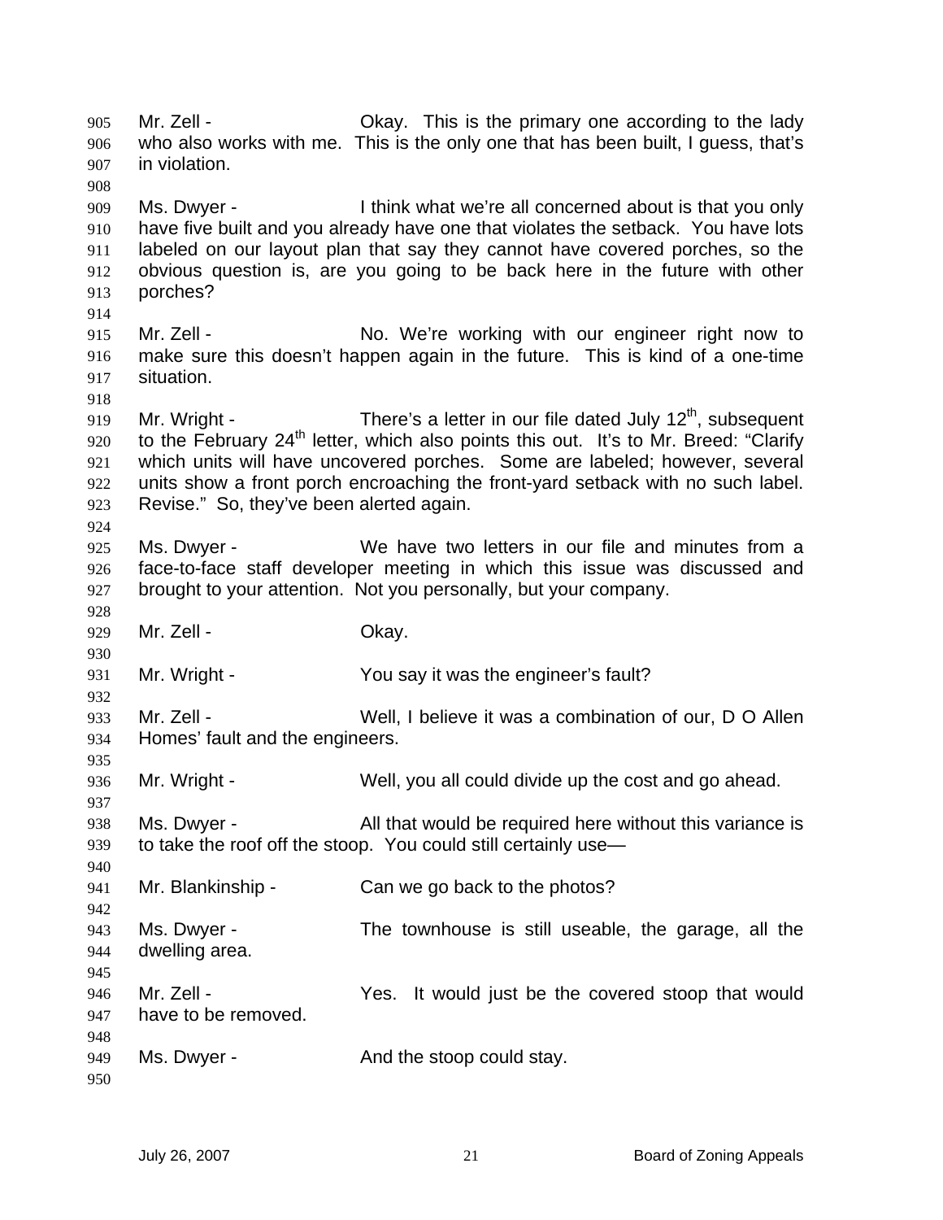Mr. Zell - Okay. This is the primary one according to the lady who also works with me. This is the only one that has been built, I guess, that's in violation.

Ms. Dwyer - I think what we're all concerned about is that you only have five built and you already have one that violates the setback. You have lots labeled on our layout plan that say they cannot have covered porches, so the obvious question is, are you going to be back here in the future with other porches?

Mr. Zell - No. We're working with our engineer right now to make sure this doesn't happen again in the future. This is kind of a one-time situation.

Mr. Wright - There's a letter in our file dated July 12th, subsequent to the February 24th letter, which also points this out. It's to Mr. Breed: "Clarify which units will have uncovered porches. Some are labeled; however, several units show a front porch encroaching the front-yard setback with no such label. Revise." So, they've been alerted again.

Ms. Dwyer - We have two letters in our file and minutes from a face-to-face staff developer meeting in which this issue was discussed and brought to your attention. Not you personally, but your company.

Mr. Zell - Okay.

Mr. Wright - You say it was the engineer's fault?

Mr. Zell - Well, I believe it was a combination of our, D O Allen Homes' fault and the engineers.

Mr. Wright - Well, you all could divide up the cost and go ahead.

Ms. Dwyer - All that would be required here without this variance is to take the roof off the stoop. You could still certainly use—

Mr. Blankinship - Can we go back to the photos?

Ms. Dwyer - The townhouse is still useable, the garage, all the dwelling area.

Mr. Zell - Yes. It would just be the covered stoop that would have to be removed.

Ms. Dwyer - And the stoop could stay.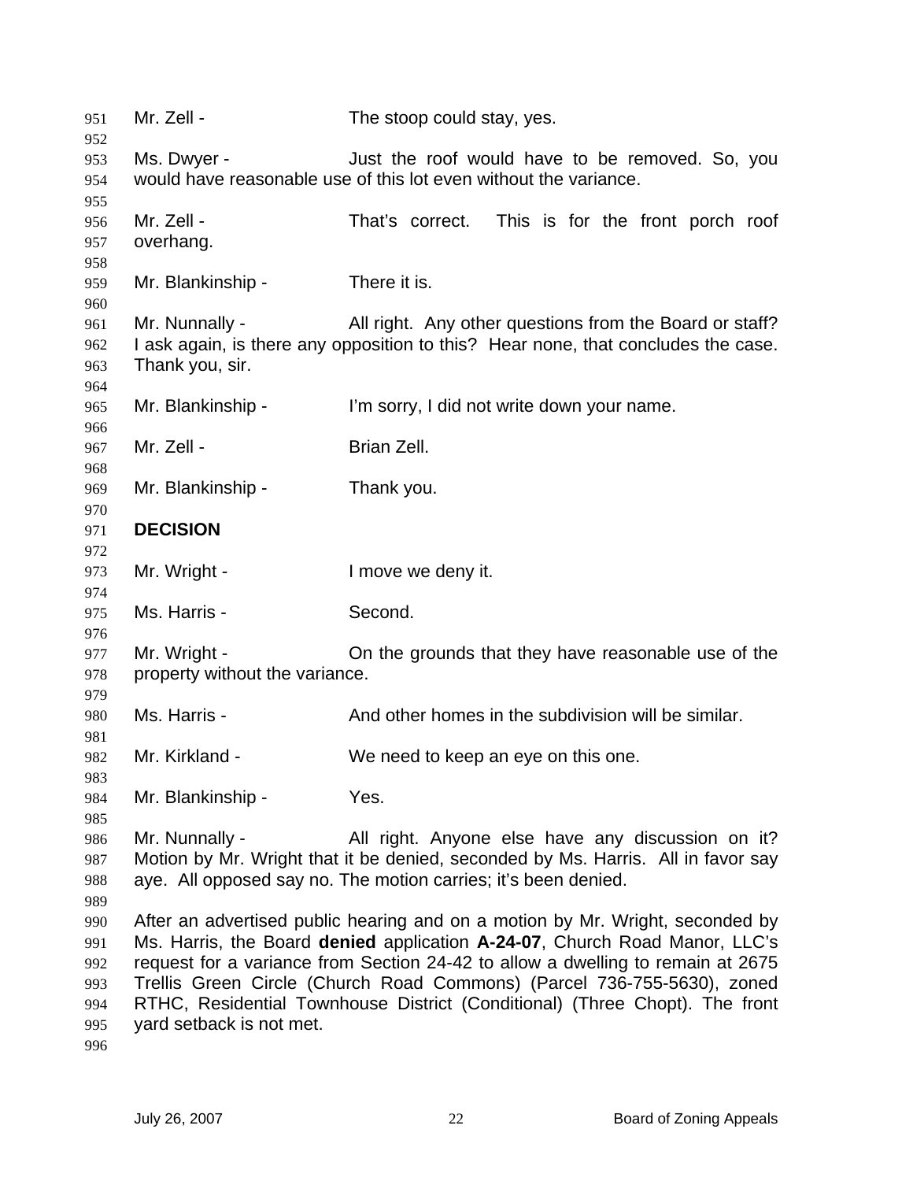Mr. Zell - The stoop could stay, yes.

Ms. Dwyer - Just the roof would have to be removed. So, you would have reasonable use of this lot even without the variance.

Mr. Zell - That's correct. This is for the front porch roof overhang.

Mr. Blankinship - There it is.

Mr. Nunnally - All right. Any other questions from the Board or staff? I ask again, is there any opposition to this? Hear none, that concludes the case. Thank you, sir.

Mr. Blankinship - I'm sorry, I did not write down your name.

Mr. Zell - Brian Zell.

Mr. Blankinship - Thank you.

**DECISION**

Mr. Wright - I move we deny it.

Ms. Harris - Second.

Mr. Wright - On the grounds that they have reasonable use of the property without the variance.

Ms. Harris - And other homes in the subdivision will be similar.

Mr. Kirkland - We need to keep an eye on this one.

Mr. Blankinship - Yes.

Mr. Nunnally - All right. Anyone else have any discussion on it? Motion by Mr. Wright that it be denied, seconded by Ms. Harris. All in favor say aye. All opposed say no. The motion carries; it's been denied.

After an advertised public hearing and on a motion by Mr. Wright, seconded by Ms. Harris, the Board **denied** application **A-24-07**, Church Road Manor, LLC's request for a variance from Section 24-42 to allow a dwelling to remain at 2675 Trellis Green Circle (Church Road Commons) (Parcel 736-755-5630), zoned RTHC, Residential Townhouse District (Conditional) (Three Chopt). The front yard setback is not met.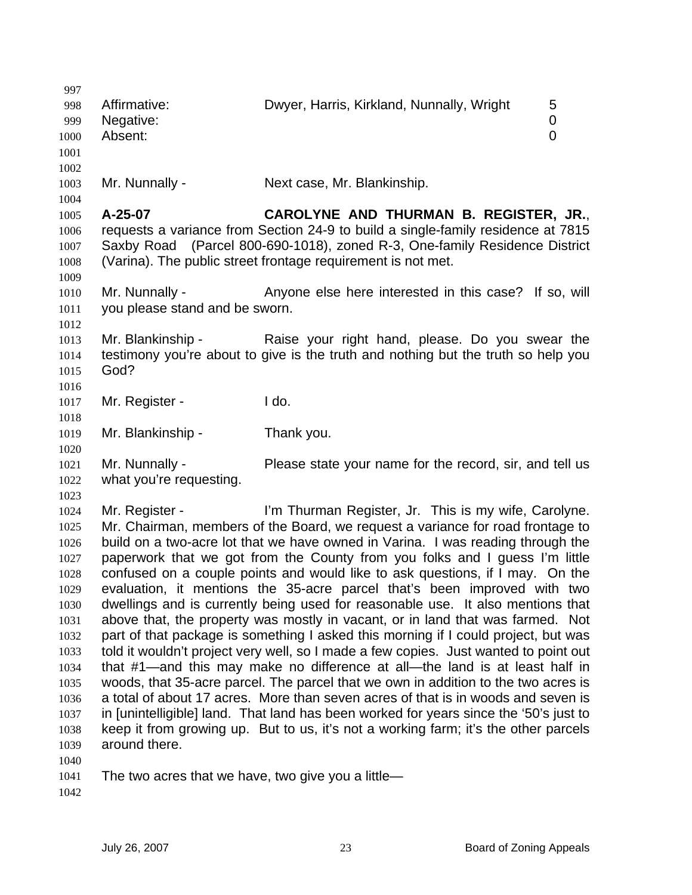| Affirmative: | Dwyer, Harris, Kirkland, Nunnally, Wright | 5 |
|---|---|---|
| Negative: | | 0 |
| Absent: | | 0 |

Mr. Nunnally - Next case, Mr. Blankinship.

**A-25-07 CAROLYNE AND THURMAN B. REGISTER, JR.**, requests a variance from Section 24-9 to build a single-family residence at 7815 Saxby Road (Parcel 800-690-1018), zoned R-3, One-family Residence District (Varina). The public street frontage requirement is not met.

Mr. Nunnally - Anyone else here interested in this case? If so, will you please stand and be sworn.

Mr. Blankinship - Raise your right hand, please. Do you swear the testimony you're about to give is the truth and nothing but the truth so help you God?

Mr. Register - I do.

Mr. Blankinship - Thank you.

Mr. Nunnally - Please state your name for the record, sir, and tell us what you're requesting.

Mr. Register - I'm Thurman Register, Jr. This is my wife, Carolyne. Mr. Chairman, members of the Board, we request a variance for road frontage to build on a two-acre lot that we have owned in Varina. I was reading through the paperwork that we got from the County from you folks and I guess I'm little confused on a couple points and would like to ask questions, if I may. On the evaluation, it mentions the 35-acre parcel that's been improved with two dwellings and is currently being used for reasonable use. It also mentions that above that, the property was mostly in vacant, or in land that was farmed. Not part of that package is something I asked this morning if I could project, but was told it wouldn't project very well, so I made a few copies. Just wanted to point out that #1—and this may make no difference at all—the land is at least half in woods, that 35-acre parcel. The parcel that we own in addition to the two acres is a total of about 17 acres. More than seven acres of that is in woods and seven is in [unintelligible] land. That land has been worked for years since the '50's just to keep it from growing up. But to us, it's not a working farm; it's the other parcels around there.

The two acres that we have, two give you a little—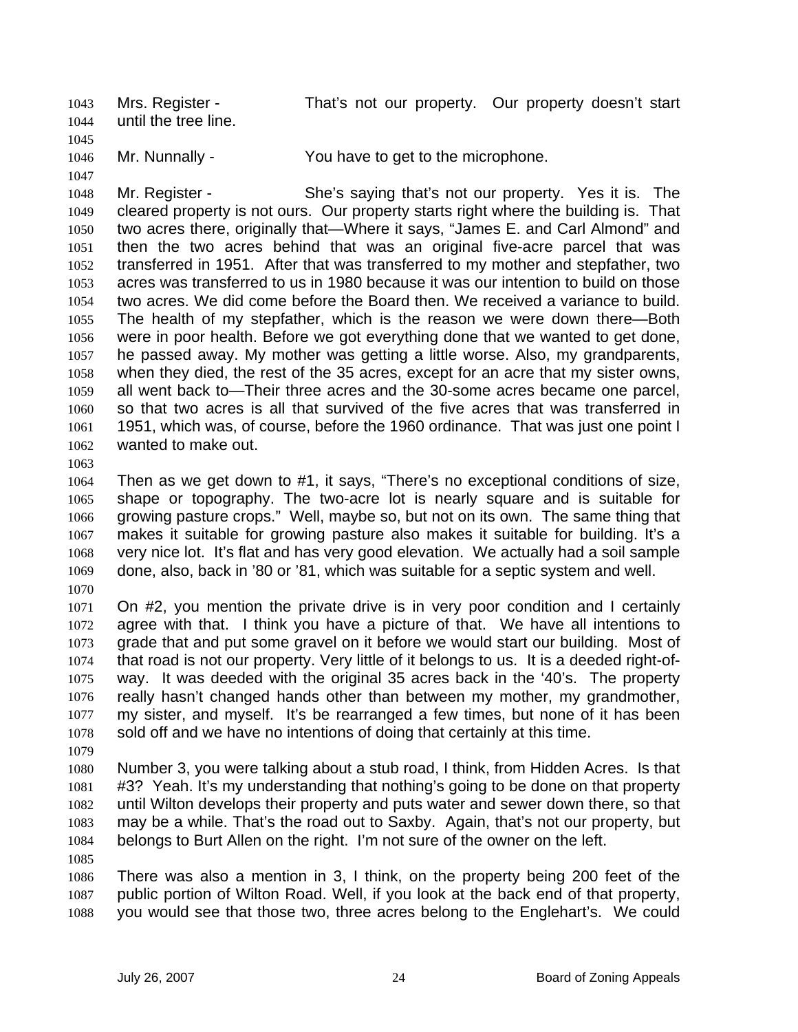1043 Mrs. Register - That's not our property. Our property doesn't start
1044 until the tree line.
1045
1046 Mr. Nunnally - You have to get to the microphone.
1047
1048 Mr. Register - She's saying that's not our property. Yes it is. The
1049 cleared property is not ours. Our property starts right where the building is. That
1050 two acres there, originally that—Where it says, "James E. and Carl Almond" and
1051 then the two acres behind that was an original five-acre parcel that was
1052 transferred in 1951. After that was transferred to my mother and stepfather, two
1053 acres was transferred to us in 1980 because it was our intention to build on those
1054 two acres. We did come before the Board then. We received a variance to build.
1055 The health of my stepfather, which is the reason we were down there—Both
1056 were in poor health. Before we got everything done that we wanted to get done,
1057 he passed away. My mother was getting a little worse. Also, my grandparents,
1058 when they died, the rest of the 35 acres, except for an acre that my sister owns,
1059 all went back to—Their three acres and the 30-some acres became one parcel,
1060 so that two acres is all that survived of the five acres that was transferred in
1061 1951, which was, of course, before the 1960 ordinance. That was just one point I
1062 wanted to make out.
1063
1064 Then as we get down to #1, it says, "There's no exceptional conditions of size,
1065 shape or topography. The two-acre lot is nearly square and is suitable for
1066 growing pasture crops." Well, maybe so, but not on its own. The same thing that
1067 makes it suitable for growing pasture also makes it suitable for building. It's a
1068 very nice lot. It's flat and has very good elevation. We actually had a soil sample
1069 done, also, back in '80 or '81, which was suitable for a septic system and well.
1070
1071 On #2, you mention the private drive is in very poor condition and I certainly
1072 agree with that. I think you have a picture of that. We have all intentions to
1073 grade that and put some gravel on it before we would start our building. Most of
1074 that road is not our property. Very little of it belongs to us. It is a deeded right-of-
1075 way. It was deeded with the original 35 acres back in the '40's. The property
1076 really hasn't changed hands other than between my mother, my grandmother,
1077 my sister, and myself. It's be rearranged a few times, but none of it has been
1078 sold off and we have no intentions of doing that certainly at this time.
1079
1080 Number 3, you were talking about a stub road, I think, from Hidden Acres. Is that
1081 #3? Yeah. It's my understanding that nothing's going to be done on that property
1082 until Wilton develops their property and puts water and sewer down there, so that
1083 may be a while. That's the road out to Saxby. Again, that's not our property, but
1084 belongs to Burt Allen on the right. I'm not sure of the owner on the left.
1085
1086 There was also a mention in 3, I think, on the property being 200 feet of the
1087 public portion of Wilton Road. Well, if you look at the back end of that property,
1088 you would see that those two, three acres belong to the Englehart's. We could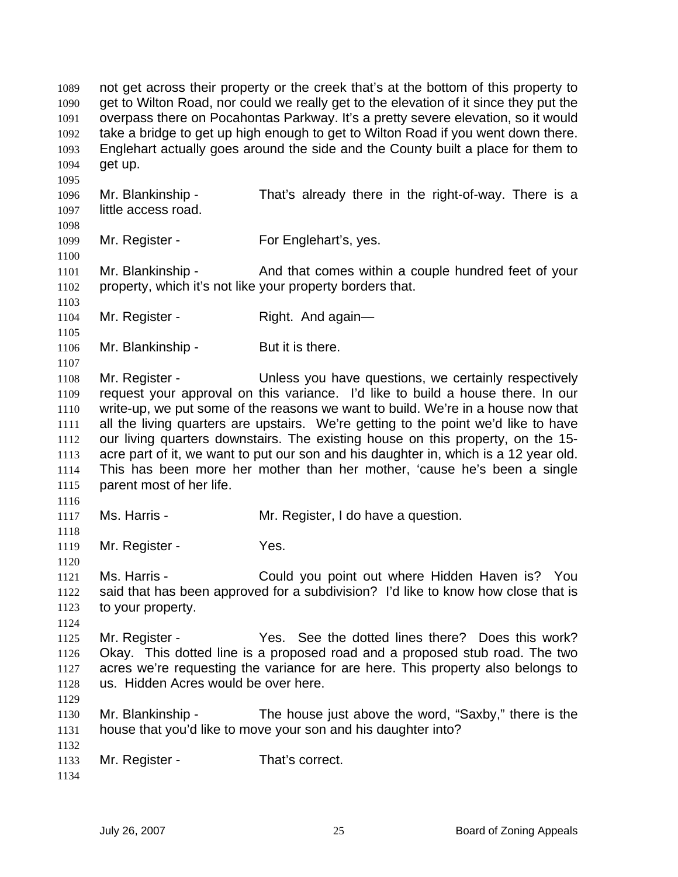not get across their property or the creek that's at the bottom of this property to get to Wilton Road, nor could we really get to the elevation of it since they put the overpass there on Pocahontas Parkway. It's a pretty severe elevation, so it would take a bridge to get up high enough to get to Wilton Road if you went down there. Englehart actually goes around the side and the County built a place for them to get up.

Mr. Blankinship - That's already there in the right-of-way. There is a little access road.

Mr. Register - For Englehart's, yes.

Mr. Blankinship - And that comes within a couple hundred feet of your property, which it's not like your property borders that.

Mr. Register - Right. And again—

Mr. Blankinship - But it is there.

Mr. Register - Unless you have questions, we certainly respectively request your approval on this variance. I'd like to build a house there. In our write-up, we put some of the reasons we want to build. We're in a house now that all the living quarters are upstairs. We're getting to the point we'd like to have our living quarters downstairs. The existing house on this property, on the 15-acre part of it, we want to put our son and his daughter in, which is a 12 year old. This has been more her mother than her mother, 'cause he's been a single parent most of her life.

Ms. Harris - Mr. Register, I do have a question.

Mr. Register - Yes.

Ms. Harris - Could you point out where Hidden Haven is? You said that has been approved for a subdivision? I'd like to know how close that is to your property.

Mr. Register - Yes. See the dotted lines there? Does this work? Okay. This dotted line is a proposed road and a proposed stub road. The two acres we're requesting the variance for are here. This property also belongs to us. Hidden Acres would be over here.

Mr. Blankinship - The house just above the word, "Saxby," there is the house that you'd like to move your son and his daughter into?

Mr. Register - That's correct.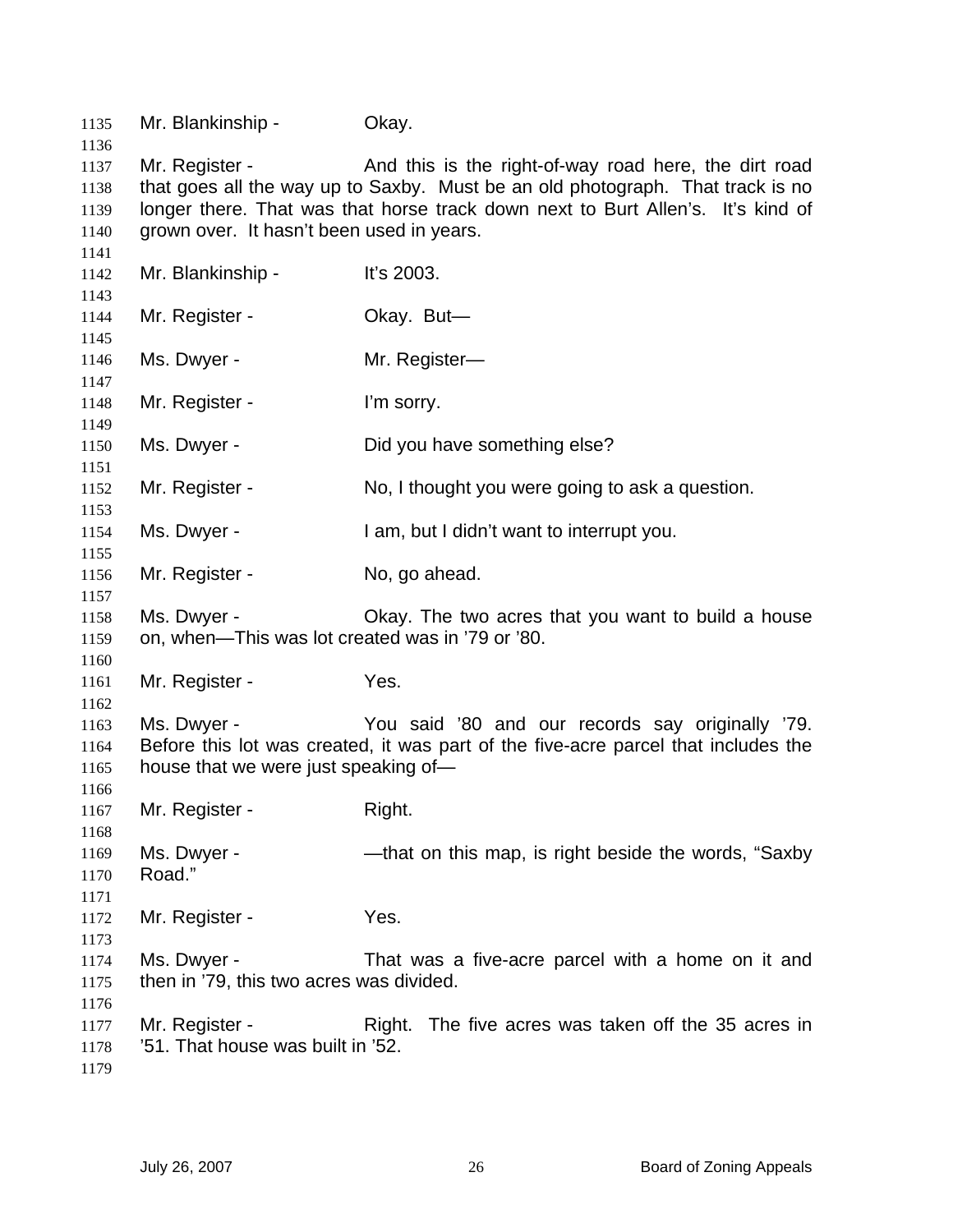Mr. Blankinship - Okay.

Mr. Register - And this is the right-of-way road here, the dirt road that goes all the way up to Saxby. Must be an old photograph. That track is no longer there. That was that horse track down next to Burt Allen's. It's kind of grown over. It hasn't been used in years.

Mr. Blankinship - It's 2003.

Mr. Register - Okay. But—

Ms. Dwyer - Mr. Register—

Mr. Register - I'm sorry.

Ms. Dwyer - Did you have something else?

Mr. Register - No, I thought you were going to ask a question.

Ms. Dwyer - I am, but I didn't want to interrupt you.

Mr. Register - No, go ahead.

Ms. Dwyer - Okay. The two acres that you want to build a house on, when—This was lot created was in '79 or '80.

Mr. Register - Yes.

Ms. Dwyer - You said '80 and our records say originally '79. Before this lot was created, it was part of the five-acre parcel that includes the house that we were just speaking of—

Mr. Register - Right.

Ms. Dwyer - —that on this map, is right beside the words, "Saxby Road."

Mr. Register - Yes.

Ms. Dwyer - That was a five-acre parcel with a home on it and then in '79, this two acres was divided.

Mr. Register - Right. The five acres was taken off the 35 acres in '51. That house was built in '52.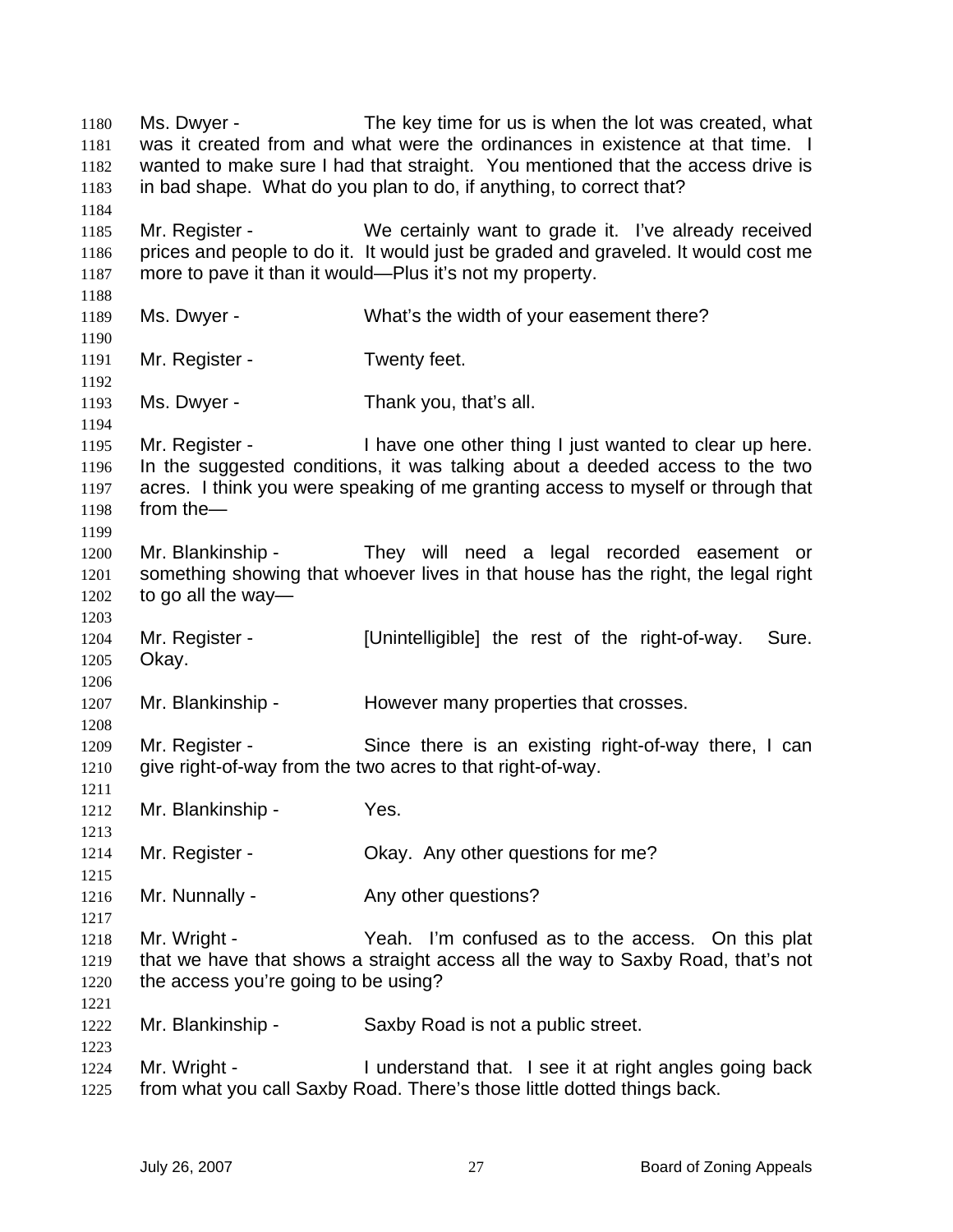Ms. Dwyer - The key time for us is when the lot was created, what was it created from and what were the ordinances in existence at that time. I wanted to make sure I had that straight. You mentioned that the access drive is in bad shape. What do you plan to do, if anything, to correct that?

Mr. Register - We certainly want to grade it. I've already received prices and people to do it. It would just be graded and graveled. It would cost me more to pave it than it would—Plus it's not my property.

Ms. Dwyer - What's the width of your easement there?

Mr. Register - Twenty feet.

Ms. Dwyer - Thank you, that's all.

Mr. Register - I have one other thing I just wanted to clear up here. In the suggested conditions, it was talking about a deeded access to the two acres. I think you were speaking of me granting access to myself or through that from the—

Mr. Blankinship - They will need a legal recorded easement or something showing that whoever lives in that house has the right, the legal right to go all the way—

Mr. Register - [Unintelligible] the rest of the right-of-way. Sure. Okay.

Mr. Blankinship - However many properties that crosses.

Mr. Register - Since there is an existing right-of-way there, I can give right-of-way from the two acres to that right-of-way.

Mr. Blankinship - Yes.

Mr. Register - Okay. Any other questions for me?

Mr. Nunnally - Any other questions?

Mr. Wright - Yeah. I'm confused as to the access. On this plat that we have that shows a straight access all the way to Saxby Road, that's not the access you're going to be using?

Mr. Blankinship - Saxby Road is not a public street.

Mr. Wright - I understand that. I see it at right angles going back from what you call Saxby Road. There's those little dotted things back.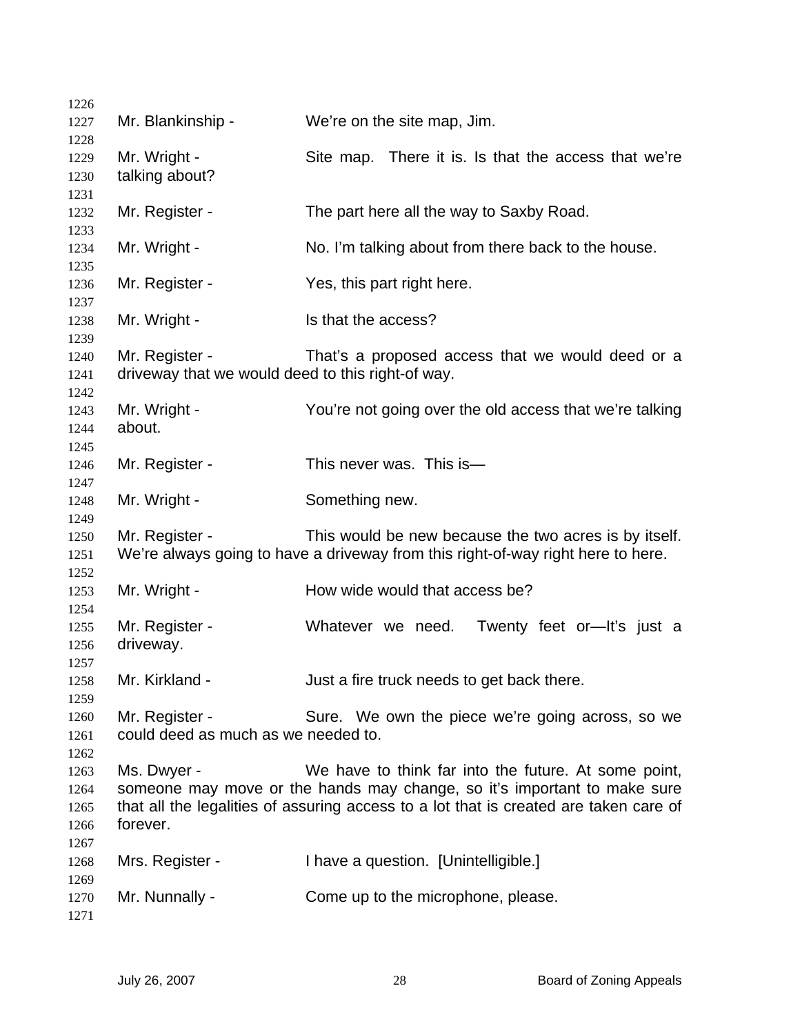Mr. Blankinship - We're on the site map, Jim.

Mr. Wright - Site map. There it is. Is that the access that we're talking about?

Mr. Register - The part here all the way to Saxby Road.

Mr. Wright - No. I'm talking about from there back to the house.

Mr. Register - Yes, this part right here.

Mr. Wright - Is that the access?

Mr. Register - That's a proposed access that we would deed or a driveway that we would deed to this right-of way.

Mr. Wright - You're not going over the old access that we're talking about.

Mr. Register - This never was. This is—

Mr. Wright - Something new.

Mr. Register - This would be new because the two acres is by itself. We're always going to have a driveway from this right-of-way right here to here.

Mr. Wright - How wide would that access be?

Mr. Register - Whatever we need. Twenty feet or—It's just a driveway.

Mr. Kirkland - Just a fire truck needs to get back there.

Mr. Register - Sure. We own the piece we're going across, so we could deed as much as we needed to.

Ms. Dwyer - We have to think far into the future. At some point, someone may move or the hands may change, so it's important to make sure that all the legalities of assuring access to a lot that is created are taken care of forever.

Mrs. Register - I have a question. [Unintelligible.]

Mr. Nunnally - Come up to the microphone, please.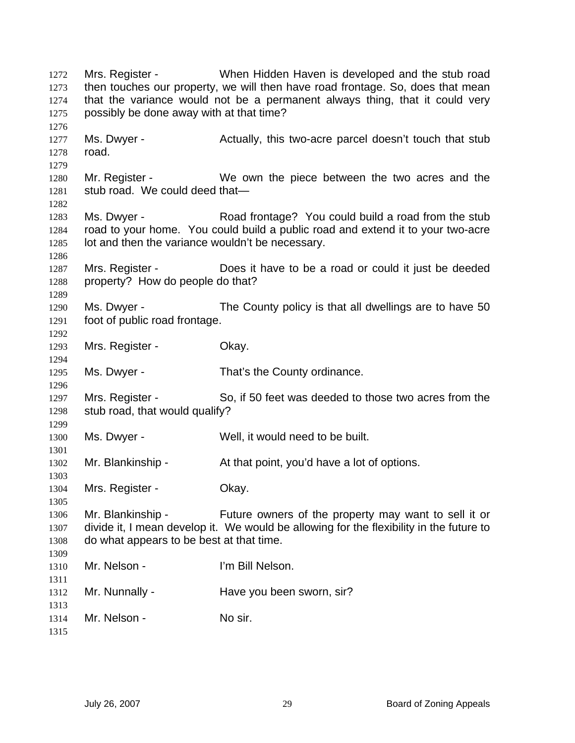Mrs. Register - When Hidden Haven is developed and the stub road then touches our property, we will then have road frontage. So, does that mean that the variance would not be a permanent always thing, that it could very possibly be done away with at that time?

Ms. Dwyer - Actually, this two-acre parcel doesn't touch that stub road.

Mr. Register - We own the piece between the two acres and the stub road. We could deed that—

Ms. Dwyer - Road frontage? You could build a road from the stub road to your home. You could build a public road and extend it to your two-acre lot and then the variance wouldn't be necessary.

Mrs. Register - Does it have to be a road or could it just be deeded property? How do people do that?

Ms. Dwyer - The County policy is that all dwellings are to have 50 foot of public road frontage.

Mrs. Register - Okay.

Ms. Dwyer - That's the County ordinance.

Mrs. Register - So, if 50 feet was deeded to those two acres from the stub road, that would qualify?

Ms. Dwyer - Well, it would need to be built.

Mr. Blankinship - At that point, you'd have a lot of options.

Mrs. Register - Okay.

Mr. Blankinship - Future owners of the property may want to sell it or divide it, I mean develop it. We would be allowing for the flexibility in the future to do what appears to be best at that time.

Mr. Nelson - I'm Bill Nelson.

Mr. Nunnally - Have you been sworn, sir?

Mr. Nelson - No sir.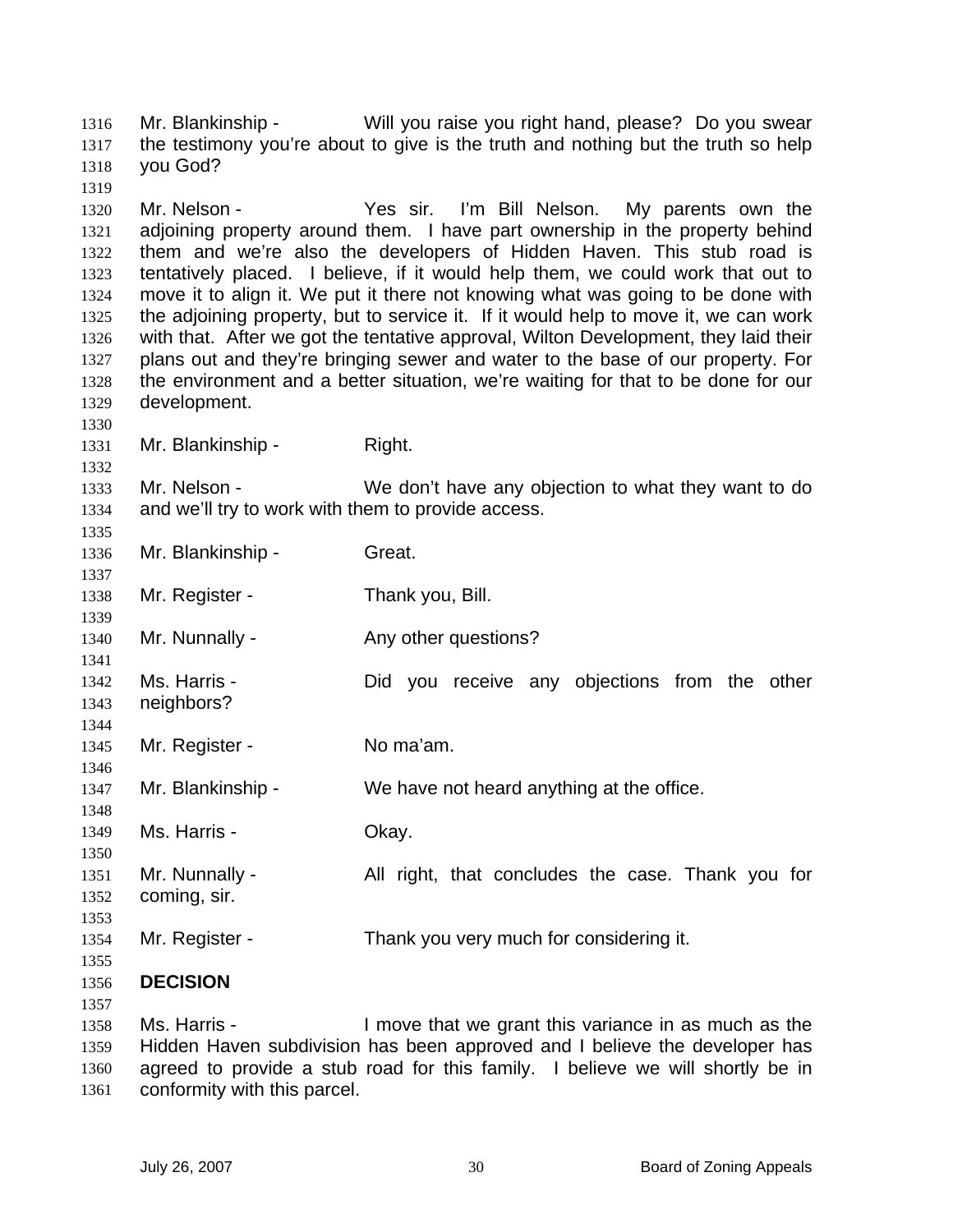Mr. Blankinship - Will you raise you right hand, please? Do you swear the testimony you're about to give is the truth and nothing but the truth so help you God?

Mr. Nelson - Yes sir. I'm Bill Nelson. My parents own the adjoining property around them. I have part ownership in the property behind them and we're also the developers of Hidden Haven. This stub road is tentatively placed. I believe, if it would help them, we could work that out to move it to align it. We put it there not knowing what was going to be done with the adjoining property, but to service it. If it would help to move it, we can work with that. After we got the tentative approval, Wilton Development, they laid their plans out and they're bringing sewer and water to the base of our property. For the environment and a better situation, we're waiting for that to be done for our development.

Mr. Blankinship - Right.

Mr. Nelson - We don't have any objection to what they want to do and we'll try to work with them to provide access.

Mr. Blankinship - Great.

Mr. Register - Thank you, Bill.

Mr. Nunnally - Any other questions?

Ms. Harris - Did you receive any objections from the other neighbors?

Mr. Register - No ma'am.

Mr. Blankinship - We have not heard anything at the office.

Ms. Harris - Okay.

Mr. Nunnally - All right, that concludes the case. Thank you for coming, sir.

Mr. Register - Thank you very much for considering it.

**DECISION**

Ms. Harris - I move that we grant this variance in as much as the Hidden Haven subdivision has been approved and I believe the developer has agreed to provide a stub road for this family. I believe we will shortly be in conformity with this parcel.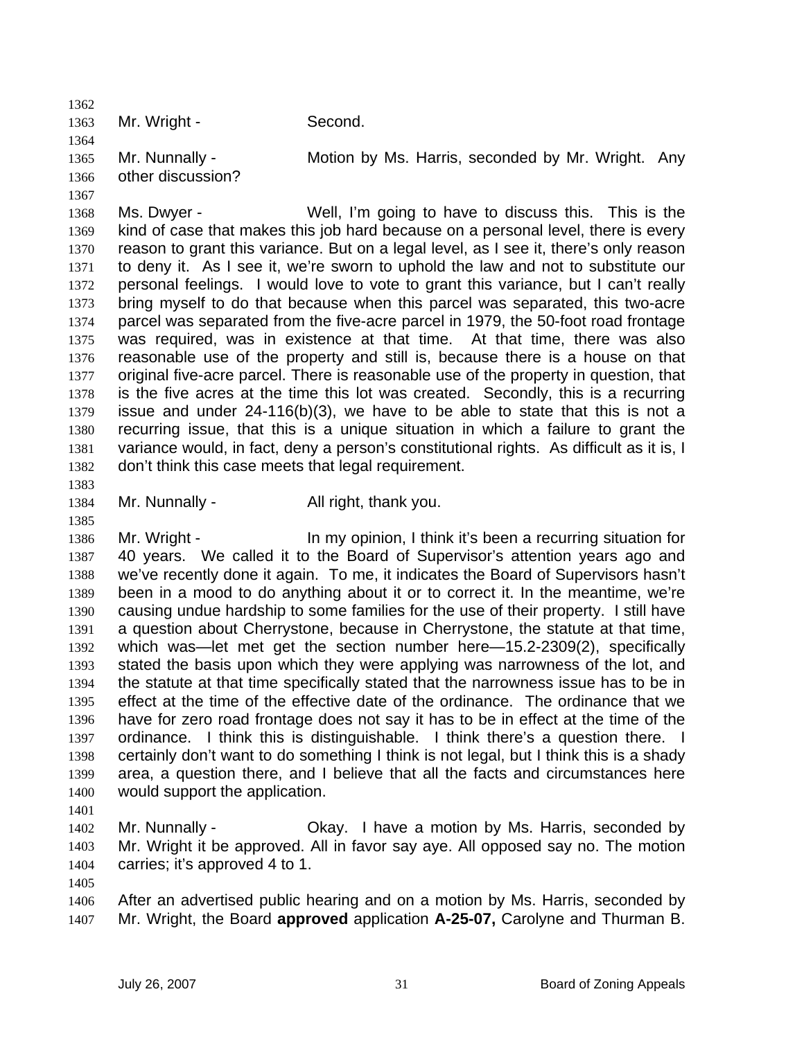Mr. Wright - Second.

Mr. Nunnally - Motion by Ms. Harris, seconded by Mr. Wright. Any other discussion?

Ms. Dwyer - Well, I'm going to have to discuss this. This is the kind of case that makes this job hard because on a personal level, there is every reason to grant this variance. But on a legal level, as I see it, there's only reason to deny it. As I see it, we're sworn to uphold the law and not to substitute our personal feelings. I would love to vote to grant this variance, but I can't really bring myself to do that because when this parcel was separated, this two-acre parcel was separated from the five-acre parcel in 1979, the 50-foot road frontage was required, was in existence at that time. At that time, there was also reasonable use of the property and still is, because there is a house on that original five-acre parcel. There is reasonable use of the property in question, that is the five acres at the time this lot was created. Secondly, this is a recurring issue and under 24-116(b)(3), we have to be able to state that this is not a recurring issue, that this is a unique situation in which a failure to grant the variance would, in fact, deny a person's constitutional rights. As difficult as it is, I don't think this case meets that legal requirement.

Mr. Nunnally - All right, thank you.

Mr. Wright - In my opinion, I think it's been a recurring situation for 40 years. We called it to the Board of Supervisor's attention years ago and we've recently done it again. To me, it indicates the Board of Supervisors hasn't been in a mood to do anything about it or to correct it. In the meantime, we're causing undue hardship to some families for the use of their property. I still have a question about Cherrystone, because in Cherrystone, the statute at that time, which was—let met get the section number here—15.2-2309(2), specifically stated the basis upon which they were applying was narrowness of the lot, and the statute at that time specifically stated that the narrowness issue has to be in effect at the time of the effective date of the ordinance. The ordinance that we have for zero road frontage does not say it has to be in effect at the time of the ordinance. I think this is distinguishable. I think there's a question there. I certainly don't want to do something I think is not legal, but I think this is a shady area, a question there, and I believe that all the facts and circumstances here would support the application.

Mr. Nunnally - Okay. I have a motion by Ms. Harris, seconded by Mr. Wright it be approved. All in favor say aye. All opposed say no. The motion carries; it's approved 4 to 1.

After an advertised public hearing and on a motion by Ms. Harris, seconded by Mr. Wright, the Board **approved** application **A-25-07,** Carolyne and Thurman B.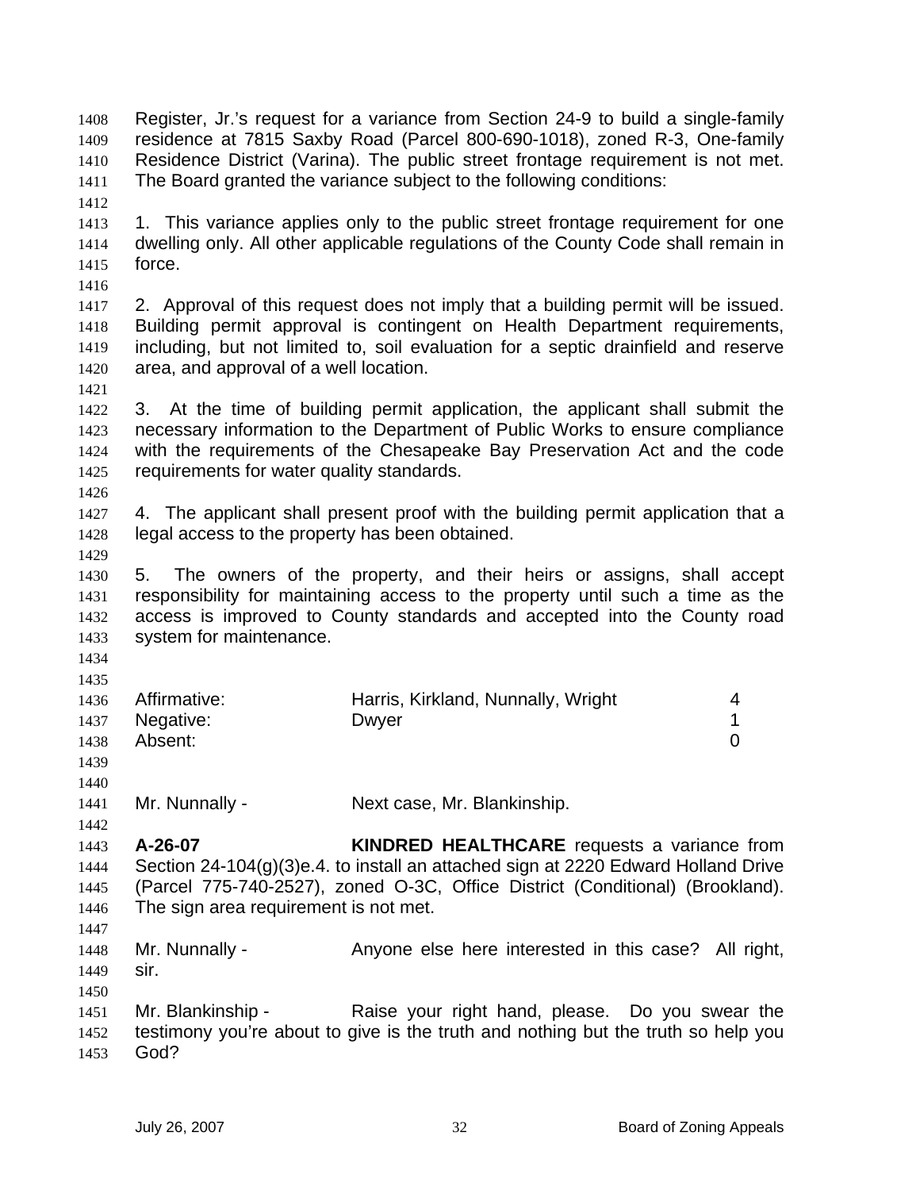Register, Jr.'s request for a variance from Section 24-9 to build a single-family residence at 7815 Saxby Road (Parcel 800-690-1018), zoned R-3, One-family Residence District (Varina). The public street frontage requirement is not met. The Board granted the variance subject to the following conditions:

1. This variance applies only to the public street frontage requirement for one dwelling only. All other applicable regulations of the County Code shall remain in force.

2. Approval of this request does not imply that a building permit will be issued. Building permit approval is contingent on Health Department requirements, including, but not limited to, soil evaluation for a septic drainfield and reserve area, and approval of a well location.

3. At the time of building permit application, the applicant shall submit the necessary information to the Department of Public Works to ensure compliance with the requirements of the Chesapeake Bay Preservation Act and the code requirements for water quality standards.

4. The applicant shall present proof with the building permit application that a legal access to the property has been obtained.

5. The owners of the property, and their heirs or assigns, shall accept responsibility for maintaining access to the property until such a time as the access is improved to County standards and accepted into the County road system for maintenance.

| | | |
|---|---|---|
| Affirmative: | Harris, Kirkland, Nunnally, Wright | 4 |
| Negative: | Dwyer | 1 |
| Absent: | | 0 |

Mr. Nunnally - Next case, Mr. Blankinship.

**A-26-07** **KINDRED HEALTHCARE** requests a variance from Section 24-104(g)(3)e.4. to install an attached sign at 2220 Edward Holland Drive (Parcel 775-740-2527), zoned O-3C, Office District (Conditional) (Brookland). The sign area requirement is not met.

Mr. Nunnally - Anyone else here interested in this case? All right, sir.

Mr. Blankinship - Raise your right hand, please. Do you swear the testimony you're about to give is the truth and nothing but the truth so help you God?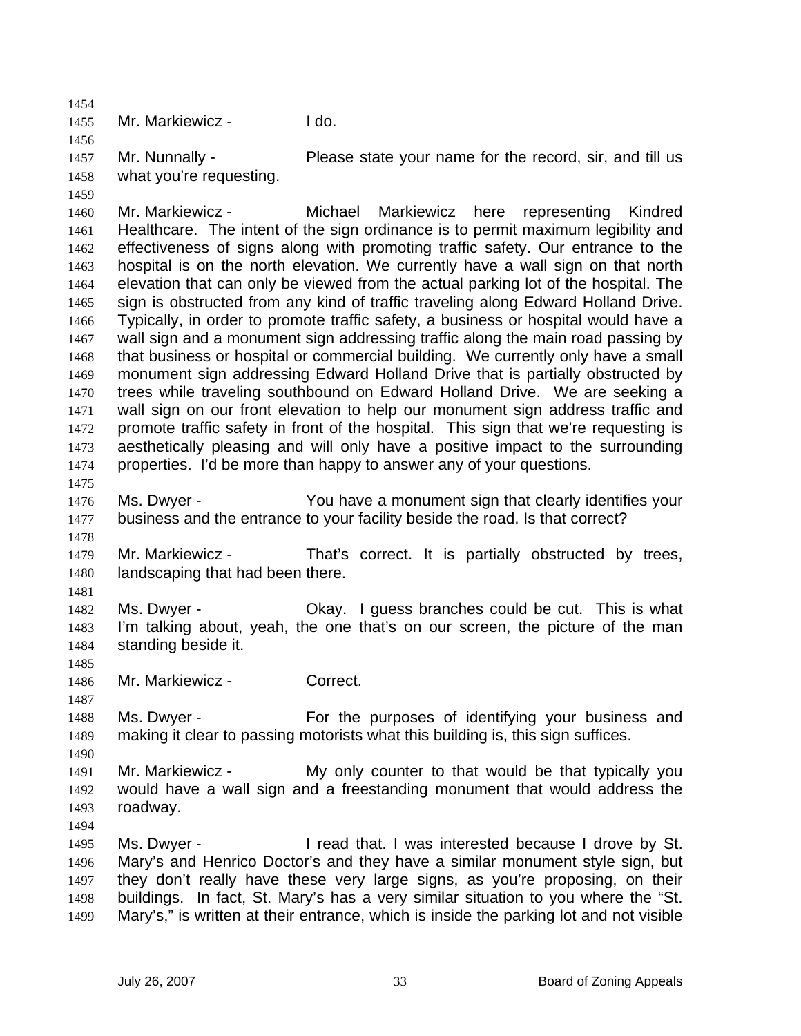Mr. Markiewicz - I do.

Mr. Nunnally - Please state your name for the record, sir, and till us what you're requesting.

Mr. Markiewicz - Michael Markiewicz here representing Kindred Healthcare. The intent of the sign ordinance is to permit maximum legibility and effectiveness of signs along with promoting traffic safety. Our entrance to the hospital is on the north elevation. We currently have a wall sign on that north elevation that can only be viewed from the actual parking lot of the hospital. The sign is obstructed from any kind of traffic traveling along Edward Holland Drive. Typically, in order to promote traffic safety, a business or hospital would have a wall sign and a monument sign addressing traffic along the main road passing by that business or hospital or commercial building. We currently only have a small monument sign addressing Edward Holland Drive that is partially obstructed by trees while traveling southbound on Edward Holland Drive. We are seeking a wall sign on our front elevation to help our monument sign address traffic and promote traffic safety in front of the hospital. This sign that we're requesting is aesthetically pleasing and will only have a positive impact to the surrounding properties. I'd be more than happy to answer any of your questions.

Ms. Dwyer - You have a monument sign that clearly identifies your business and the entrance to your facility beside the road. Is that correct?

Mr. Markiewicz - That's correct. It is partially obstructed by trees, landscaping that had been there.

Ms. Dwyer - Okay. I guess branches could be cut. This is what I'm talking about, yeah, the one that's on our screen, the picture of the man standing beside it.

Mr. Markiewicz - Correct.

Ms. Dwyer - For the purposes of identifying your business and making it clear to passing motorists what this building is, this sign suffices.

Mr. Markiewicz - My only counter to that would be that typically you would have a wall sign and a freestanding monument that would address the roadway.

Ms. Dwyer - I read that. I was interested because I drove by St. Mary's and Henrico Doctor's and they have a similar monument style sign, but they don't really have these very large signs, as you're proposing, on their buildings. In fact, St. Mary's has a very similar situation to you where the "St. Mary's," is written at their entrance, which is inside the parking lot and not visible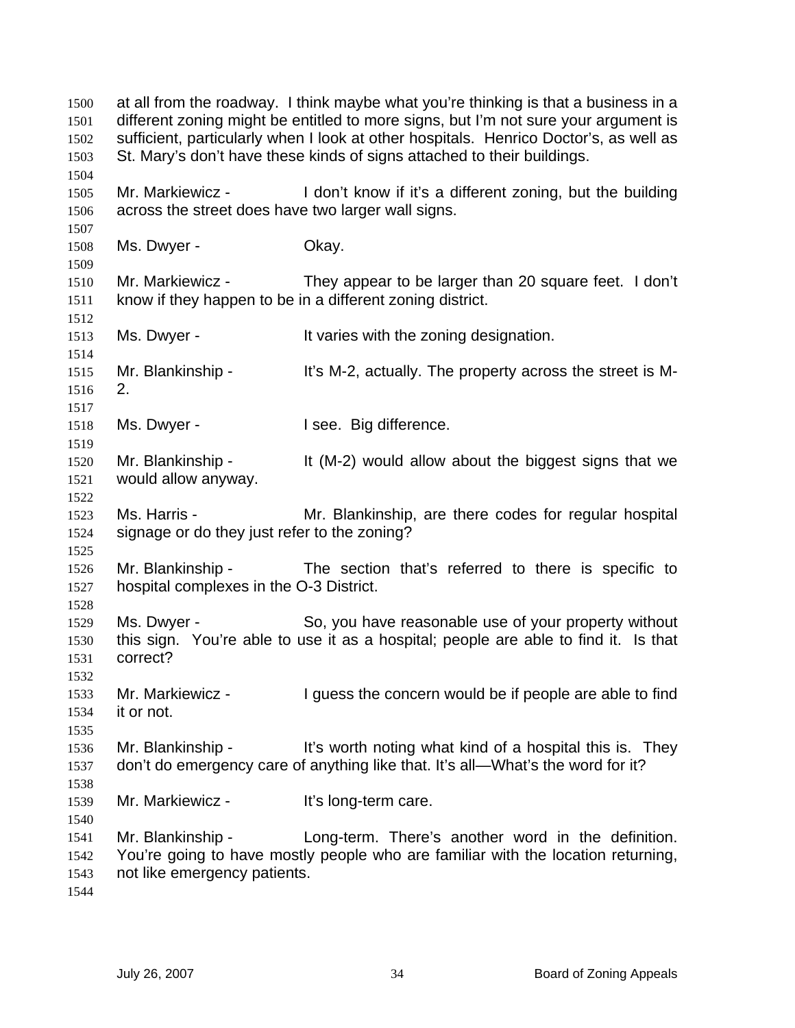at all from the roadway. I think maybe what you're thinking is that a business in a different zoning might be entitled to more signs, but I'm not sure your argument is sufficient, particularly when I look at other hospitals. Henrico Doctor's, as well as St. Mary's don't have these kinds of signs attached to their buildings.

Mr. Markiewicz - I don't know if it's a different zoning, but the building across the street does have two larger wall signs.

Ms. Dwyer - Okay.

Mr. Markiewicz - They appear to be larger than 20 square feet. I don't know if they happen to be in a different zoning district.

Ms. Dwyer - It varies with the zoning designation.

Mr. Blankinship - It's M-2, actually. The property across the street is M-2.

Ms. Dwyer - I see. Big difference.

Mr. Blankinship - It (M-2) would allow about the biggest signs that we would allow anyway.

Ms. Harris - Mr. Blankinship, are there codes for regular hospital signage or do they just refer to the zoning?

Mr. Blankinship - The section that's referred to there is specific to hospital complexes in the O-3 District.

Ms. Dwyer - So, you have reasonable use of your property without this sign. You're able to use it as a hospital; people are able to find it. Is that correct?

Mr. Markiewicz - I guess the concern would be if people are able to find it or not.

Mr. Blankinship - It's worth noting what kind of a hospital this is. They don't do emergency care of anything like that. It's all—What's the word for it?

Mr. Markiewicz - It's long-term care.

Mr. Blankinship - Long-term. There's another word in the definition. You're going to have mostly people who are familiar with the location returning, not like emergency patients.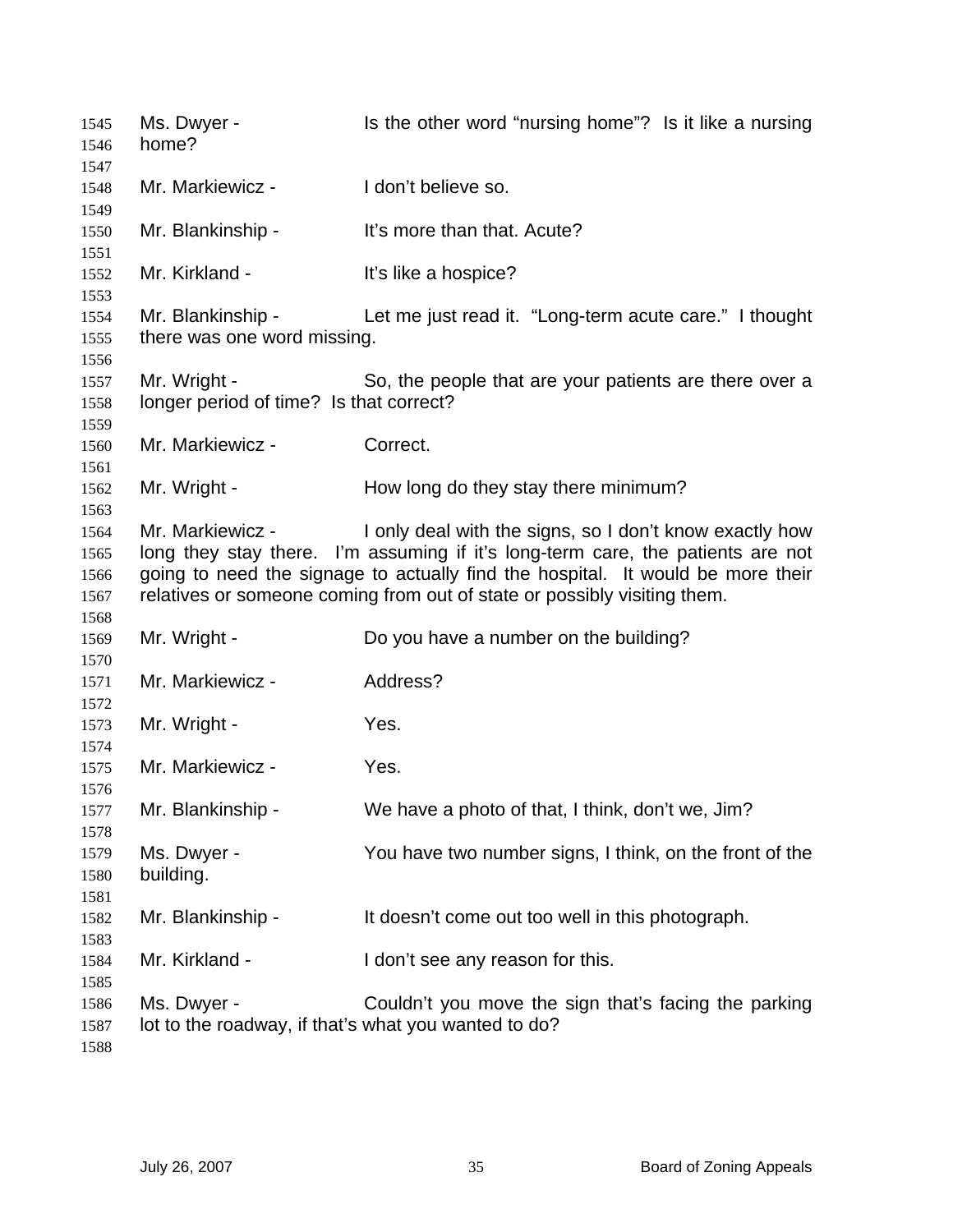1545 Ms. Dwyer - Is the other word “nursing home”? Is it like a nursing
1546 home?
1547
1548 Mr. Markiewicz - I don’t believe so.
1549
1550 Mr. Blankinship - It’s more than that. Acute?
1551
1552 Mr. Kirkland - It’s like a hospice?
1553
1554 Mr. Blankinship - Let me just read it. “Long-term acute care.” I thought
1555 there was one word missing.
1556
1557 Mr. Wright - So, the people that are your patients are there over a
1558 longer period of time? Is that correct?
1559
1560 Mr. Markiewicz - Correct.
1561
1562 Mr. Wright - How long do they stay there minimum?
1563
1564 Mr. Markiewicz - I only deal with the signs, so I don’t know exactly how
1565 long they stay there. I’m assuming if it’s long-term care, the patients are not
1566 going to need the signage to actually find the hospital. It would be more their
1567 relatives or someone coming from out of state or possibly visiting them.
1568
1569 Mr. Wright - Do you have a number on the building?
1570
1571 Mr. Markiewicz - Address?
1572
1573 Mr. Wright - Yes.
1574
1575 Mr. Markiewicz - Yes.
1576
1577 Mr. Blankinship - We have a photo of that, I think, don’t we, Jim?
1578
1579 Ms. Dwyer - You have two number signs, I think, on the front of the
1580 building.
1581
1582 Mr. Blankinship - It doesn’t come out too well in this photograph.
1583
1584 Mr. Kirkland - I don’t see any reason for this.
1585
1586 Ms. Dwyer - Couldn’t you move the sign that’s facing the parking
1587 lot to the roadway, if that’s what you wanted to do?
1588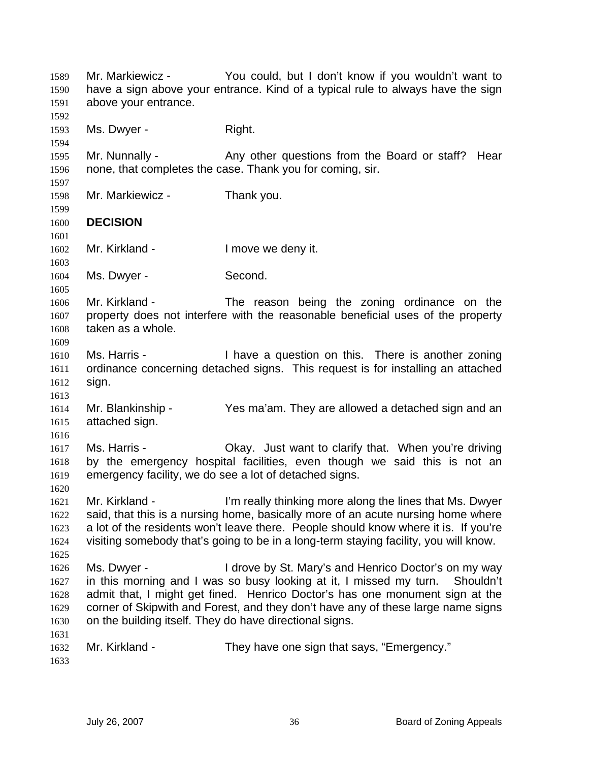Mr. Markiewicz - You could, but I don't know if you wouldn't want to have a sign above your entrance. Kind of a typical rule to always have the sign above your entrance.

Ms. Dwyer - Right.

Mr. Nunnally - Any other questions from the Board or staff? Hear none, that completes the case. Thank you for coming, sir.

Mr. Markiewicz - Thank you.

**DECISION**

Mr. Kirkland - I move we deny it.

Ms. Dwyer - Second.

Mr. Kirkland - The reason being the zoning ordinance on the property does not interfere with the reasonable beneficial uses of the property taken as a whole.

Ms. Harris - I have a question on this. There is another zoning ordinance concerning detached signs. This request is for installing an attached sign.

Mr. Blankinship - Yes ma'am. They are allowed a detached sign and an attached sign.

Ms. Harris - Okay. Just want to clarify that. When you're driving by the emergency hospital facilities, even though we said this is not an emergency facility, we do see a lot of detached signs.

Mr. Kirkland - I'm really thinking more along the lines that Ms. Dwyer said, that this is a nursing home, basically more of an acute nursing home where a lot of the residents won't leave there. People should know where it is. If you're visiting somebody that's going to be in a long-term staying facility, you will know.

Ms. Dwyer - I drove by St. Mary's and Henrico Doctor's on my way in this morning and I was so busy looking at it, I missed my turn. Shouldn't admit that, I might get fined. Henrico Doctor's has one monument sign at the corner of Skipwith and Forest, and they don't have any of these large name signs on the building itself. They do have directional signs.

Mr. Kirkland - They have one sign that says, "Emergency."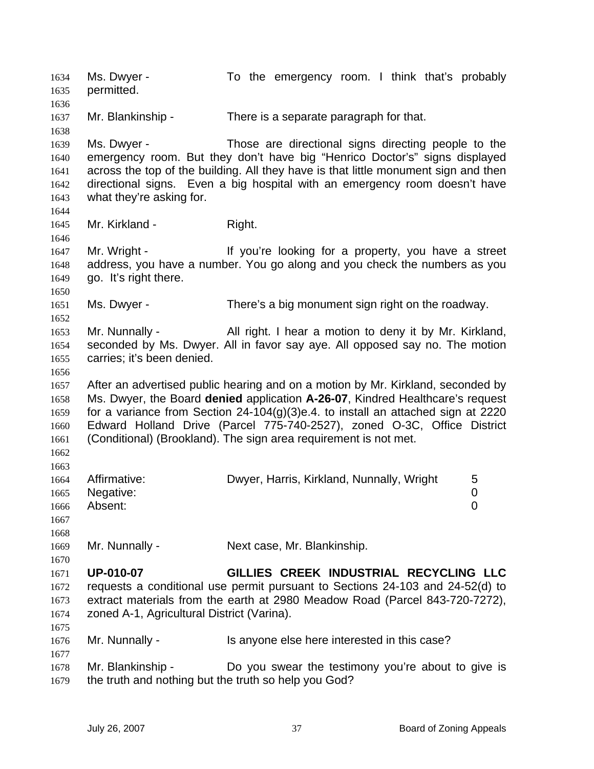Ms. Dwyer - To the emergency room. I think that's probably permitted.

Mr. Blankinship - There is a separate paragraph for that.

Ms. Dwyer - Those are directional signs directing people to the emergency room. But they don't have big "Henrico Doctor's" signs displayed across the top of the building. All they have is that little monument sign and then directional signs. Even a big hospital with an emergency room doesn't have what they're asking for.

Mr. Kirkland - Right.

Mr. Wright - If you're looking for a property, you have a street address, you have a number. You go along and you check the numbers as you go. It's right there.

Ms. Dwyer - There's a big monument sign right on the roadway.

Mr. Nunnally - All right. I hear a motion to deny it by Mr. Kirkland, seconded by Ms. Dwyer. All in favor say aye. All opposed say no. The motion carries; it's been denied.

After an advertised public hearing and on a motion by Mr. Kirkland, seconded by Ms. Dwyer, the Board **denied** application **A-26-07**, Kindred Healthcare's request for a variance from Section 24-104(g)(3)e.4. to install an attached sign at 2220 Edward Holland Drive (Parcel 775-740-2527), zoned O-3C, Office District (Conditional) (Brookland). The sign area requirement is not met.

| | | |
|---|---|---|
| Affirmative: | Dwyer, Harris, Kirkland, Nunnally, Wright | 5 |
| Negative: | | 0 |
| Absent: | | 0 |

Mr. Nunnally - Next case, Mr. Blankinship.

**UP-010-07 GILLIES CREEK INDUSTRIAL RECYCLING LLC** requests a conditional use permit pursuant to Sections 24-103 and 24-52(d) to extract materials from the earth at 2980 Meadow Road (Parcel 843-720-7272), zoned A-1, Agricultural District (Varina).

Mr. Nunnally - Is anyone else here interested in this case?

Mr. Blankinship - Do you swear the testimony you're about to give is the truth and nothing but the truth so help you God?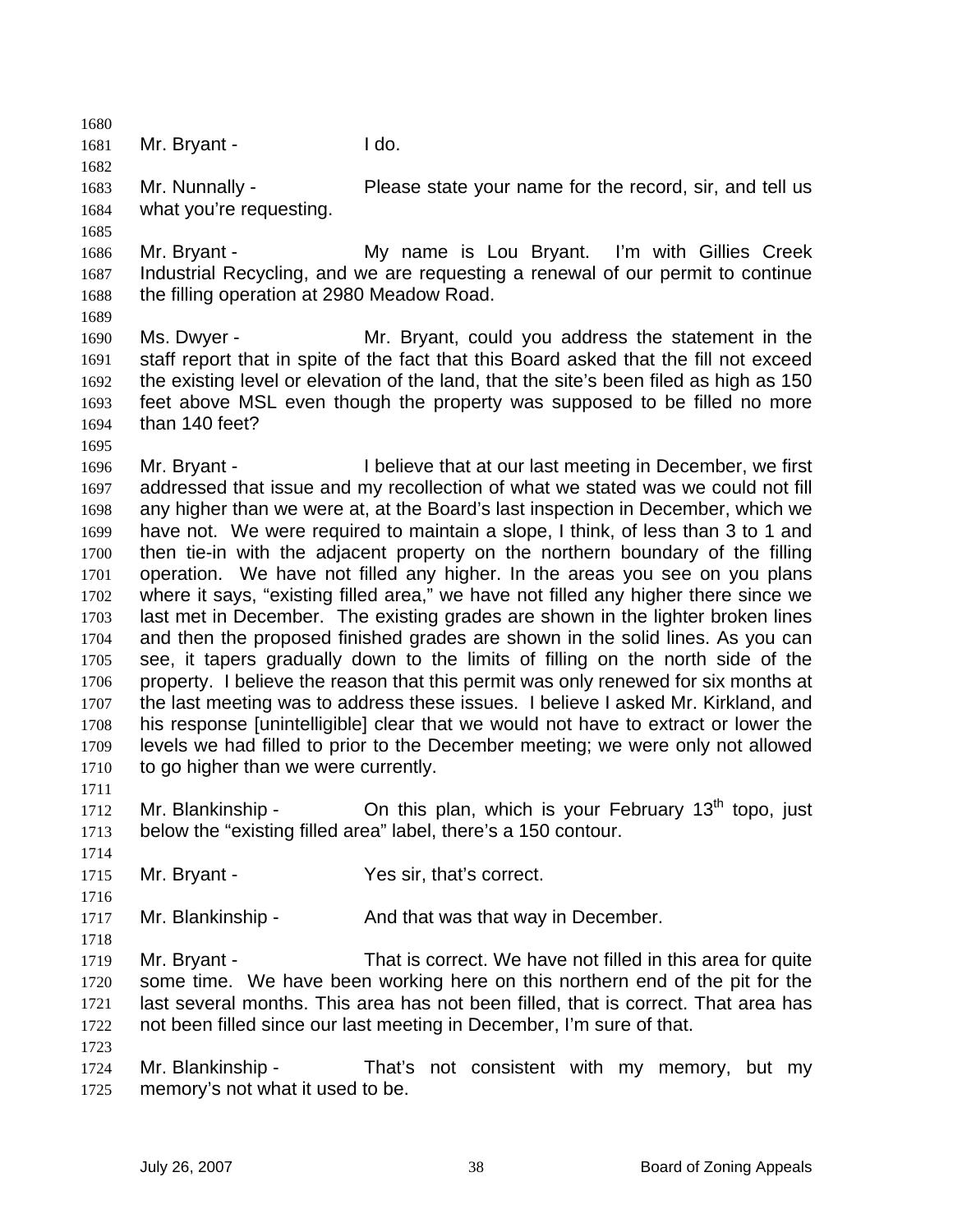Mr. Bryant - I do.

Mr. Nunnally - Please state your name for the record, sir, and tell us what you're requesting.

Mr. Bryant - My name is Lou Bryant. I'm with Gillies Creek Industrial Recycling, and we are requesting a renewal of our permit to continue the filling operation at 2980 Meadow Road.

Ms. Dwyer - Mr. Bryant, could you address the statement in the staff report that in spite of the fact that this Board asked that the fill not exceed the existing level or elevation of the land, that the site's been filed as high as 150 feet above MSL even though the property was supposed to be filled no more than 140 feet?

Mr. Bryant - I believe that at our last meeting in December, we first addressed that issue and my recollection of what we stated was we could not fill any higher than we were at, at the Board's last inspection in December, which we have not. We were required to maintain a slope, I think, of less than 3 to 1 and then tie-in with the adjacent property on the northern boundary of the filling operation. We have not filled any higher. In the areas you see on you plans where it says, "existing filled area," we have not filled any higher there since we last met in December. The existing grades are shown in the lighter broken lines and then the proposed finished grades are shown in the solid lines. As you can see, it tapers gradually down to the limits of filling on the north side of the property. I believe the reason that this permit was only renewed for six months at the last meeting was to address these issues. I believe I asked Mr. Kirkland, and his response [unintelligible] clear that we would not have to extract or lower the levels we had filled to prior to the December meeting; we were only not allowed to go higher than we were currently.

Mr. Blankinship - On this plan, which is your February 13th topo, just below the "existing filled area" label, there's a 150 contour.

Mr. Bryant - Yes sir, that's correct.

Mr. Blankinship - And that was that way in December.

Mr. Bryant - That is correct. We have not filled in this area for quite some time. We have been working here on this northern end of the pit for the last several months. This area has not been filled, that is correct. That area has not been filled since our last meeting in December, I'm sure of that.

Mr. Blankinship - That's not consistent with my memory, but my memory's not what it used to be.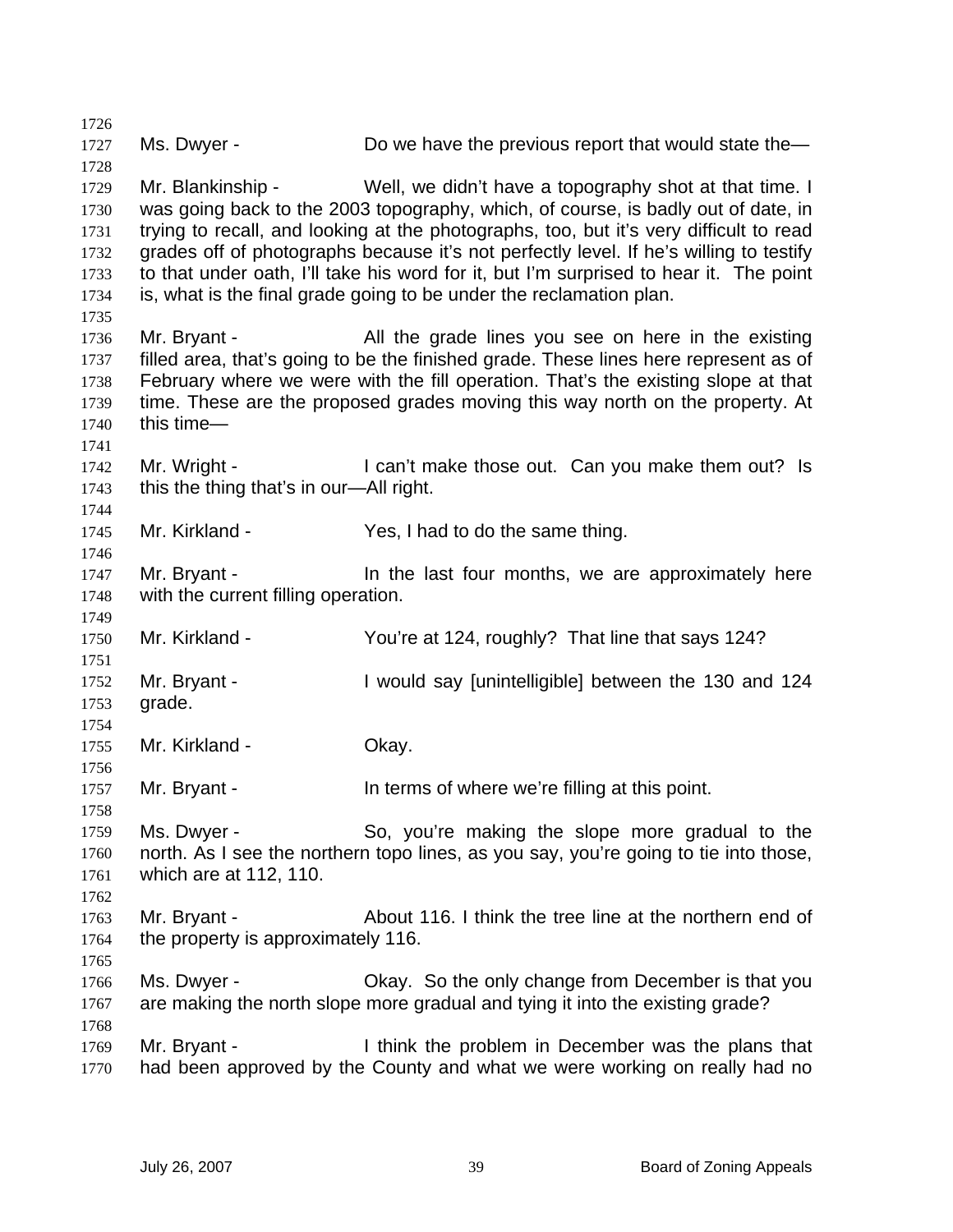Ms. Dwyer - Do we have the previous report that would state the—

Mr. Blankinship - Well, we didn't have a topography shot at that time. I was going back to the 2003 topography, which, of course, is badly out of date, in trying to recall, and looking at the photographs, too, but it's very difficult to read grades off of photographs because it's not perfectly level. If he's willing to testify to that under oath, I'll take his word for it, but I'm surprised to hear it. The point is, what is the final grade going to be under the reclamation plan.

Mr. Bryant - All the grade lines you see on here in the existing filled area, that's going to be the finished grade. These lines here represent as of February where we were with the fill operation. That's the existing slope at that time. These are the proposed grades moving this way north on the property. At this time—

Mr. Wright - I can't make those out. Can you make them out? Is this the thing that's in our—All right.

Mr. Kirkland - Yes, I had to do the same thing.

Mr. Bryant - In the last four months, we are approximately here with the current filling operation.

Mr. Kirkland - You're at 124, roughly? That line that says 124?

Mr. Bryant - I would say [unintelligible] between the 130 and 124 grade.

Mr. Kirkland - Okay.

Mr. Bryant - In terms of where we're filling at this point.

Ms. Dwyer - So, you're making the slope more gradual to the north. As I see the northern topo lines, as you say, you're going to tie into those, which are at 112, 110.

Mr. Bryant - About 116. I think the tree line at the northern end of the property is approximately 116.

Ms. Dwyer - Okay. So the only change from December is that you are making the north slope more gradual and tying it into the existing grade?

Mr. Bryant - I think the problem in December was the plans that had been approved by the County and what we were working on really had no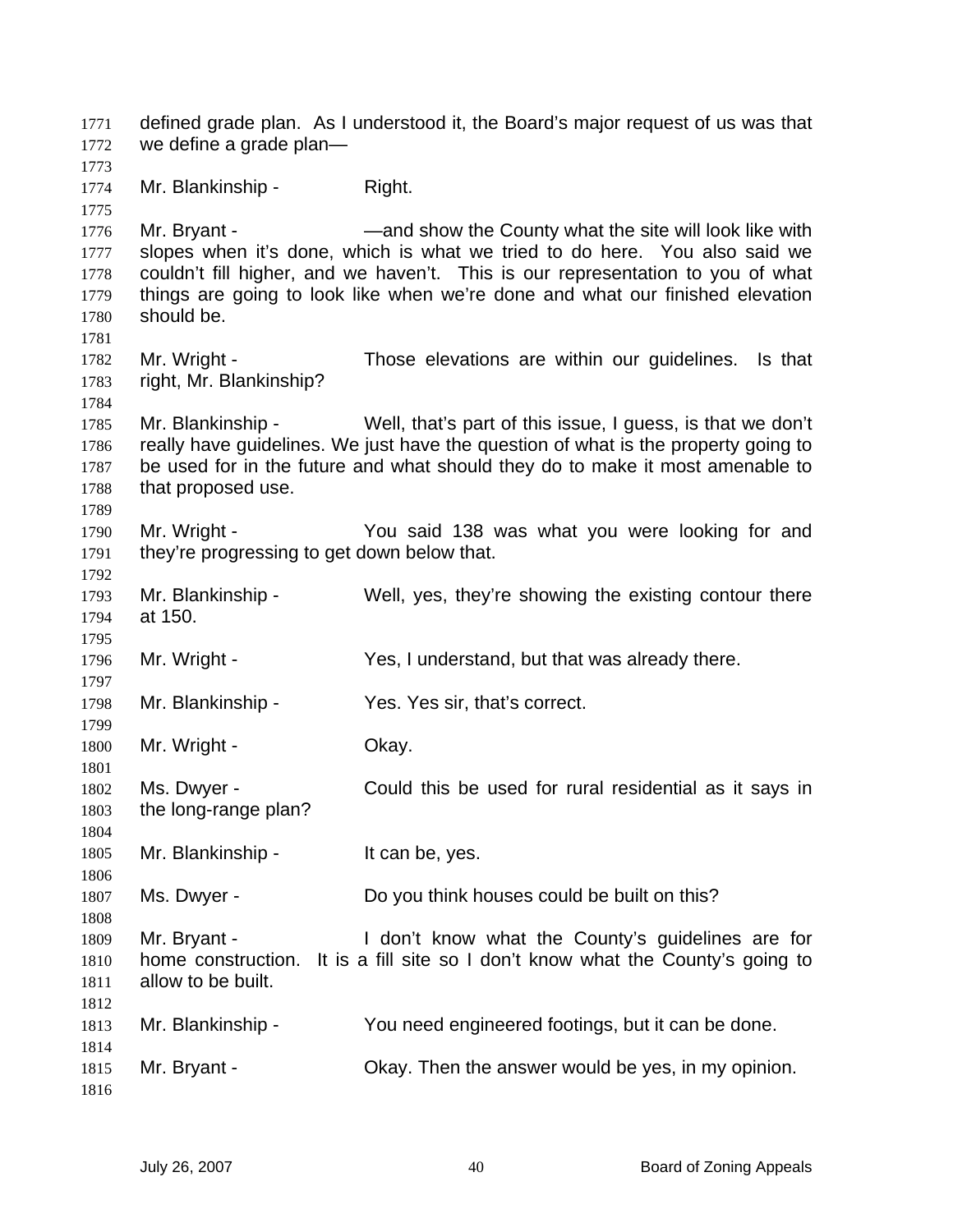defined grade plan. As I understood it, the Board's major request of us was that we define a grade plan—

Mr. Blankinship - Right.

Mr. Bryant - —and show the County what the site will look like with slopes when it's done, which is what we tried to do here. You also said we couldn't fill higher, and we haven't. This is our representation to you of what things are going to look like when we're done and what our finished elevation should be.

Mr. Wright - Those elevations are within our guidelines. Is that right, Mr. Blankinship?

Mr. Blankinship - Well, that's part of this issue, I guess, is that we don't really have guidelines. We just have the question of what is the property going to be used for in the future and what should they do to make it most amenable to that proposed use.

Mr. Wright - You said 138 was what you were looking for and they're progressing to get down below that.

Mr. Blankinship - Well, yes, they're showing the existing contour there at 150.

Mr. Wright - Yes, I understand, but that was already there.

Mr. Blankinship - Yes. Yes sir, that's correct.

Mr. Wright - Okay.

Ms. Dwyer - Could this be used for rural residential as it says in the long-range plan?

Mr. Blankinship - It can be, yes.

Ms. Dwyer - Do you think houses could be built on this?

Mr. Bryant - I don't know what the County's guidelines are for home construction. It is a fill site so I don't know what the County's going to allow to be built.

Mr. Blankinship - You need engineered footings, but it can be done.

Mr. Bryant - Okay. Then the answer would be yes, in my opinion.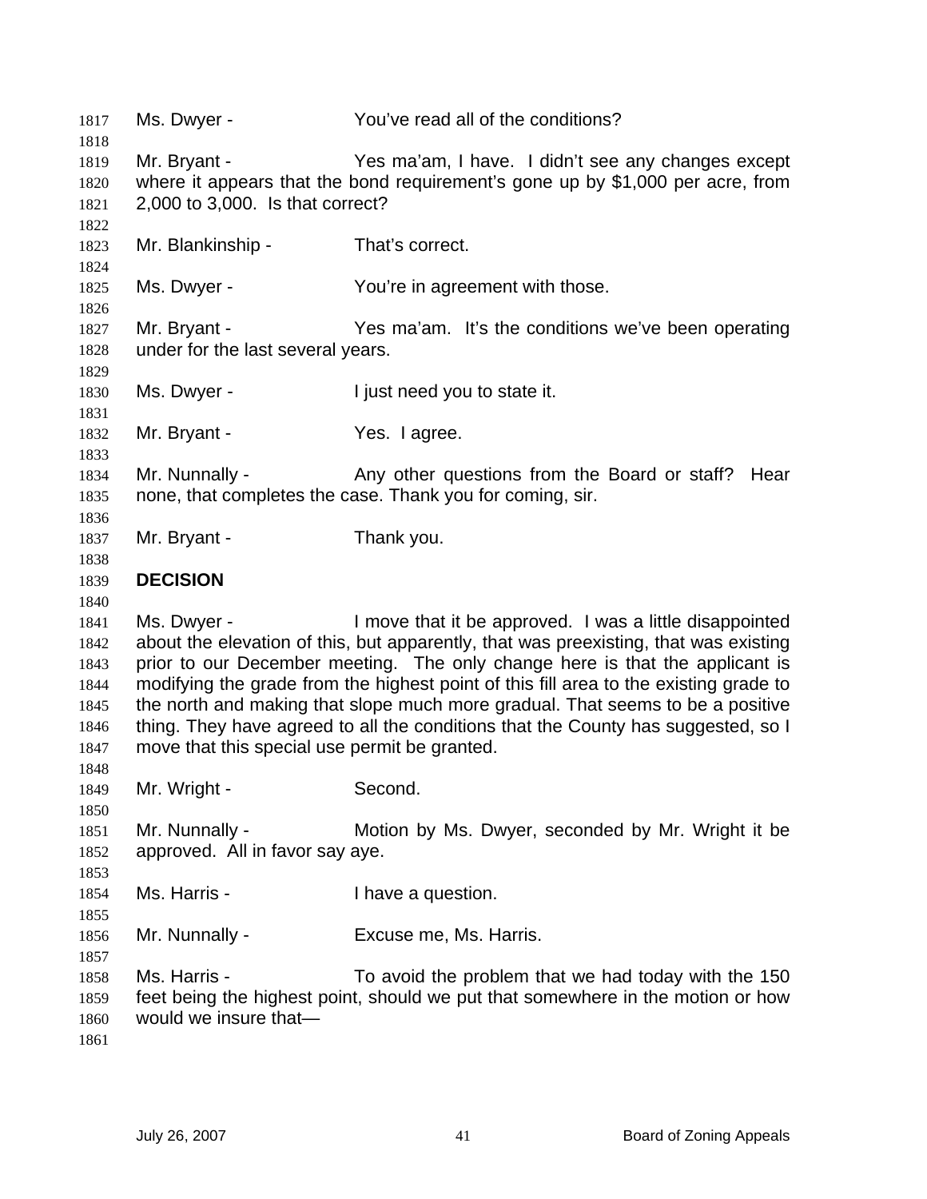Ms. Dwyer - You've read all of the conditions?

Mr. Bryant - Yes ma'am, I have. I didn't see any changes except where it appears that the bond requirement's gone up by $1,000 per acre, from 2,000 to 3,000. Is that correct?

Mr. Blankinship - That's correct.

Ms. Dwyer - You're in agreement with those.

Mr. Bryant - Yes ma'am. It's the conditions we've been operating under for the last several years.

Ms. Dwyer - I just need you to state it.

Mr. Bryant - Yes. I agree.

Mr. Nunnally - Any other questions from the Board or staff? Hear none, that completes the case. Thank you for coming, sir.

Mr. Bryant - Thank you.

**DECISION**

Ms. Dwyer - I move that it be approved. I was a little disappointed about the elevation of this, but apparently, that was preexisting, that was existing prior to our December meeting. The only change here is that the applicant is modifying the grade from the highest point of this fill area to the existing grade to the north and making that slope much more gradual. That seems to be a positive thing. They have agreed to all the conditions that the County has suggested, so I move that this special use permit be granted.

Mr. Wright - Second.

Mr. Nunnally - Motion by Ms. Dwyer, seconded by Mr. Wright it be approved. All in favor say aye.

Ms. Harris - I have a question.

Mr. Nunnally - Excuse me, Ms. Harris.

Ms. Harris - To avoid the problem that we had today with the 150 feet being the highest point, should we put that somewhere in the motion or how would we insure that—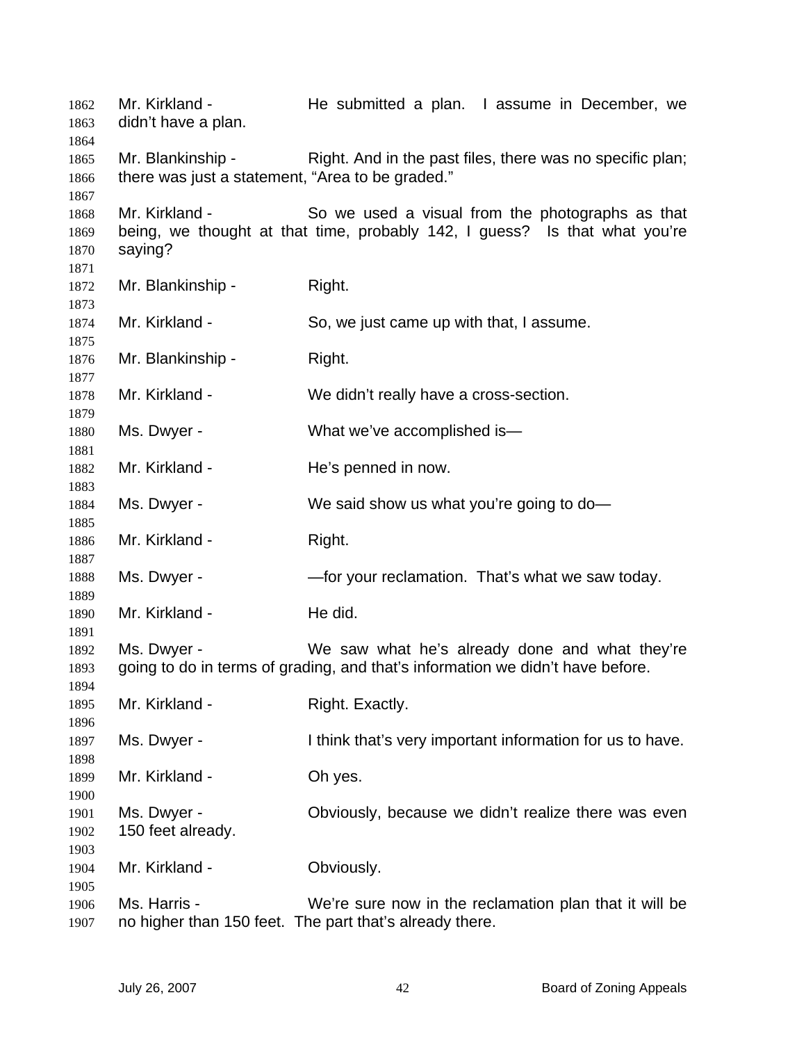Mr. Kirkland - He submitted a plan. I assume in December, we didn't have a plan.

Mr. Blankinship - Right. And in the past files, there was no specific plan; there was just a statement, "Area to be graded."

Mr. Kirkland - So we used a visual from the photographs as that being, we thought at that time, probably 142, I guess? Is that what you're saying?

Mr. Blankinship - Right.

Mr. Kirkland - So, we just came up with that, I assume.

Mr. Blankinship - Right.

Mr. Kirkland - We didn't really have a cross-section.

Ms. Dwyer - What we've accomplished is—

Mr. Kirkland - He's penned in now.

Ms. Dwyer - We said show us what you're going to do—

Mr. Kirkland - Right.

Ms. Dwyer - —for your reclamation. That's what we saw today.

Mr. Kirkland - He did.

Ms. Dwyer - We saw what he's already done and what they're going to do in terms of grading, and that's information we didn't have before.

Mr. Kirkland - Right. Exactly.

Ms. Dwyer - I think that's very important information for us to have.

Mr. Kirkland - Oh yes.

Ms. Dwyer - Obviously, because we didn't realize there was even 150 feet already.

Mr. Kirkland - Obviously.

Ms. Harris - We're sure now in the reclamation plan that it will be no higher than 150 feet. The part that's already there.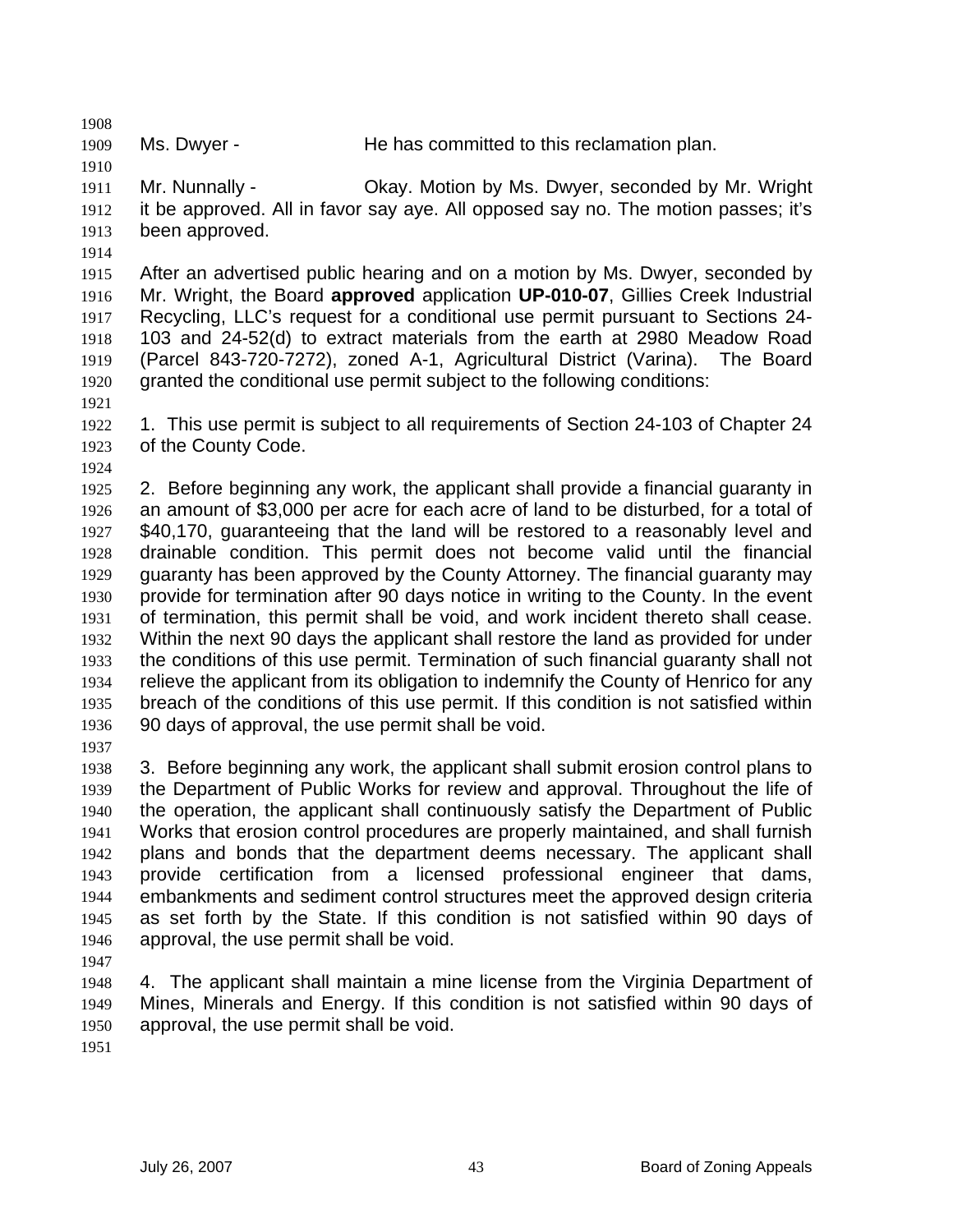Ms. Dwyer - He has committed to this reclamation plan.

Mr. Nunnally - Okay. Motion by Ms. Dwyer, seconded by Mr. Wright it be approved. All in favor say aye. All opposed say no. The motion passes; it's been approved.

After an advertised public hearing and on a motion by Ms. Dwyer, seconded by Mr. Wright, the Board **approved** application **UP-010-07**, Gillies Creek Industrial Recycling, LLC's request for a conditional use permit pursuant to Sections 24-103 and 24-52(d) to extract materials from the earth at 2980 Meadow Road (Parcel 843-720-7272), zoned A-1, Agricultural District (Varina). The Board granted the conditional use permit subject to the following conditions:

1. This use permit is subject to all requirements of Section 24-103 of Chapter 24 of the County Code.

2. Before beginning any work, the applicant shall provide a financial guaranty in an amount of $3,000 per acre for each acre of land to be disturbed, for a total of $40,170, guaranteeing that the land will be restored to a reasonably level and drainable condition. This permit does not become valid until the financial guaranty has been approved by the County Attorney. The financial guaranty may provide for termination after 90 days notice in writing to the County. In the event of termination, this permit shall be void, and work incident thereto shall cease. Within the next 90 days the applicant shall restore the land as provided for under the conditions of this use permit. Termination of such financial guaranty shall not relieve the applicant from its obligation to indemnify the County of Henrico for any breach of the conditions of this use permit. If this condition is not satisfied within 90 days of approval, the use permit shall be void.

3. Before beginning any work, the applicant shall submit erosion control plans to the Department of Public Works for review and approval. Throughout the life of the operation, the applicant shall continuously satisfy the Department of Public Works that erosion control procedures are properly maintained, and shall furnish plans and bonds that the department deems necessary. The applicant shall provide certification from a licensed professional engineer that dams, embankments and sediment control structures meet the approved design criteria as set forth by the State. If this condition is not satisfied within 90 days of approval, the use permit shall be void.

4. The applicant shall maintain a mine license from the Virginia Department of Mines, Minerals and Energy. If this condition is not satisfied within 90 days of approval, the use permit shall be void.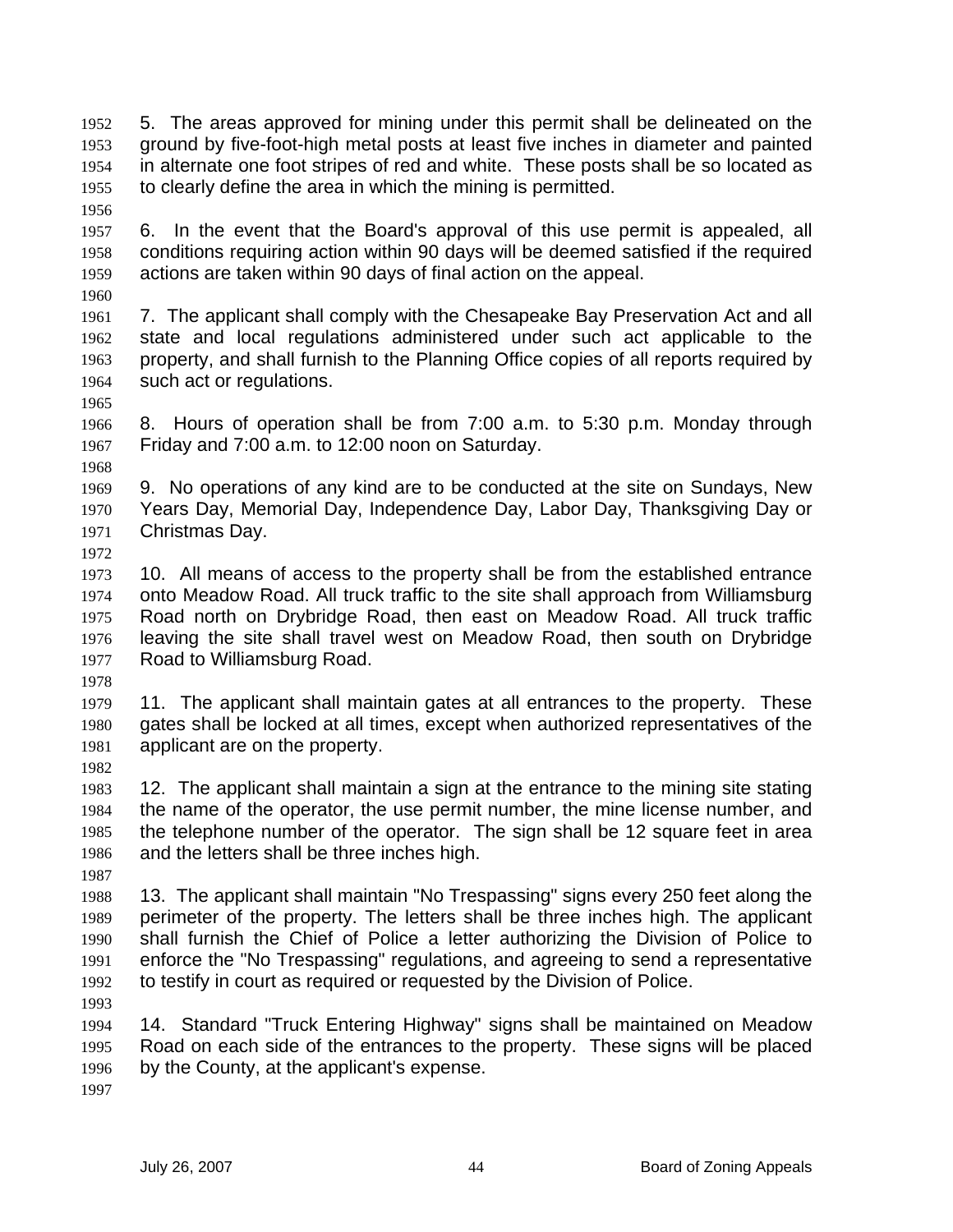5. The areas approved for mining under this permit shall be delineated on the ground by five-foot-high metal posts at least five inches in diameter and painted in alternate one foot stripes of red and white. These posts shall be so located as to clearly define the area in which the mining is permitted.

6. In the event that the Board's approval of this use permit is appealed, all conditions requiring action within 90 days will be deemed satisfied if the required actions are taken within 90 days of final action on the appeal.

7. The applicant shall comply with the Chesapeake Bay Preservation Act and all state and local regulations administered under such act applicable to the property, and shall furnish to the Planning Office copies of all reports required by such act or regulations.

8. Hours of operation shall be from 7:00 a.m. to 5:30 p.m. Monday through Friday and 7:00 a.m. to 12:00 noon on Saturday.

9. No operations of any kind are to be conducted at the site on Sundays, New Years Day, Memorial Day, Independence Day, Labor Day, Thanksgiving Day or Christmas Day.

10. All means of access to the property shall be from the established entrance onto Meadow Road. All truck traffic to the site shall approach from Williamsburg Road north on Drybridge Road, then east on Meadow Road. All truck traffic leaving the site shall travel west on Meadow Road, then south on Drybridge Road to Williamsburg Road.

11. The applicant shall maintain gates at all entrances to the property. These gates shall be locked at all times, except when authorized representatives of the applicant are on the property.

12. The applicant shall maintain a sign at the entrance to the mining site stating the name of the operator, the use permit number, the mine license number, and the telephone number of the operator. The sign shall be 12 square feet in area and the letters shall be three inches high.

13. The applicant shall maintain "No Trespassing" signs every 250 feet along the perimeter of the property. The letters shall be three inches high. The applicant shall furnish the Chief of Police a letter authorizing the Division of Police to enforce the "No Trespassing" regulations, and agreeing to send a representative to testify in court as required or requested by the Division of Police.

14. Standard "Truck Entering Highway" signs shall be maintained on Meadow Road on each side of the entrances to the property. These signs will be placed by the County, at the applicant's expense.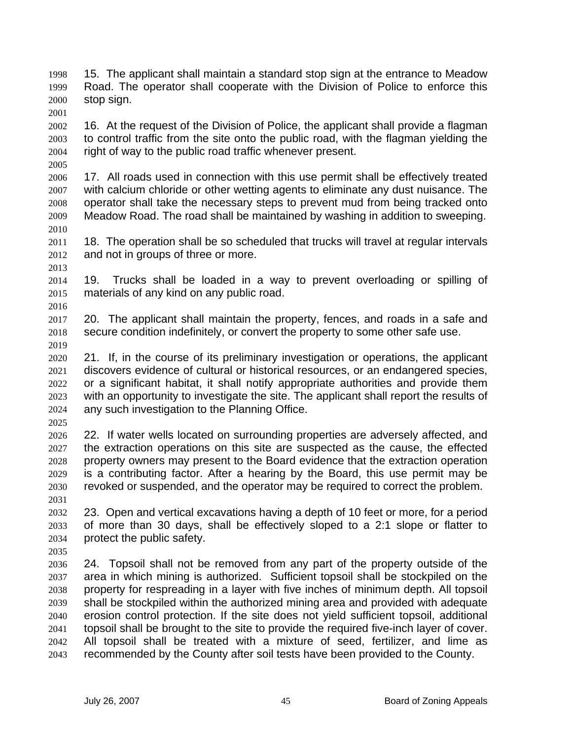15. The applicant shall maintain a standard stop sign at the entrance to Meadow Road. The operator shall cooperate with the Division of Police to enforce this stop sign.

16. At the request of the Division of Police, the applicant shall provide a flagman to control traffic from the site onto the public road, with the flagman yielding the right of way to the public road traffic whenever present.

17. All roads used in connection with this use permit shall be effectively treated with calcium chloride or other wetting agents to eliminate any dust nuisance. The operator shall take the necessary steps to prevent mud from being tracked onto Meadow Road. The road shall be maintained by washing in addition to sweeping.

18. The operation shall be so scheduled that trucks will travel at regular intervals and not in groups of three or more.

19. Trucks shall be loaded in a way to prevent overloading or spilling of materials of any kind on any public road.

20. The applicant shall maintain the property, fences, and roads in a safe and secure condition indefinitely, or convert the property to some other safe use.

21. If, in the course of its preliminary investigation or operations, the applicant discovers evidence of cultural or historical resources, or an endangered species, or a significant habitat, it shall notify appropriate authorities and provide them with an opportunity to investigate the site. The applicant shall report the results of any such investigation to the Planning Office.

22. If water wells located on surrounding properties are adversely affected, and the extraction operations on this site are suspected as the cause, the effected property owners may present to the Board evidence that the extraction operation is a contributing factor. After a hearing by the Board, this use permit may be revoked or suspended, and the operator may be required to correct the problem.

23. Open and vertical excavations having a depth of 10 feet or more, for a period of more than 30 days, shall be effectively sloped to a 2:1 slope or flatter to protect the public safety.

24. Topsoil shall not be removed from any part of the property outside of the area in which mining is authorized. Sufficient topsoil shall be stockpiled on the property for respreading in a layer with five inches of minimum depth. All topsoil shall be stockpiled within the authorized mining area and provided with adequate erosion control protection. If the site does not yield sufficient topsoil, additional topsoil shall be brought to the site to provide the required five-inch layer of cover. All topsoil shall be treated with a mixture of seed, fertilizer, and lime as recommended by the County after soil tests have been provided to the County.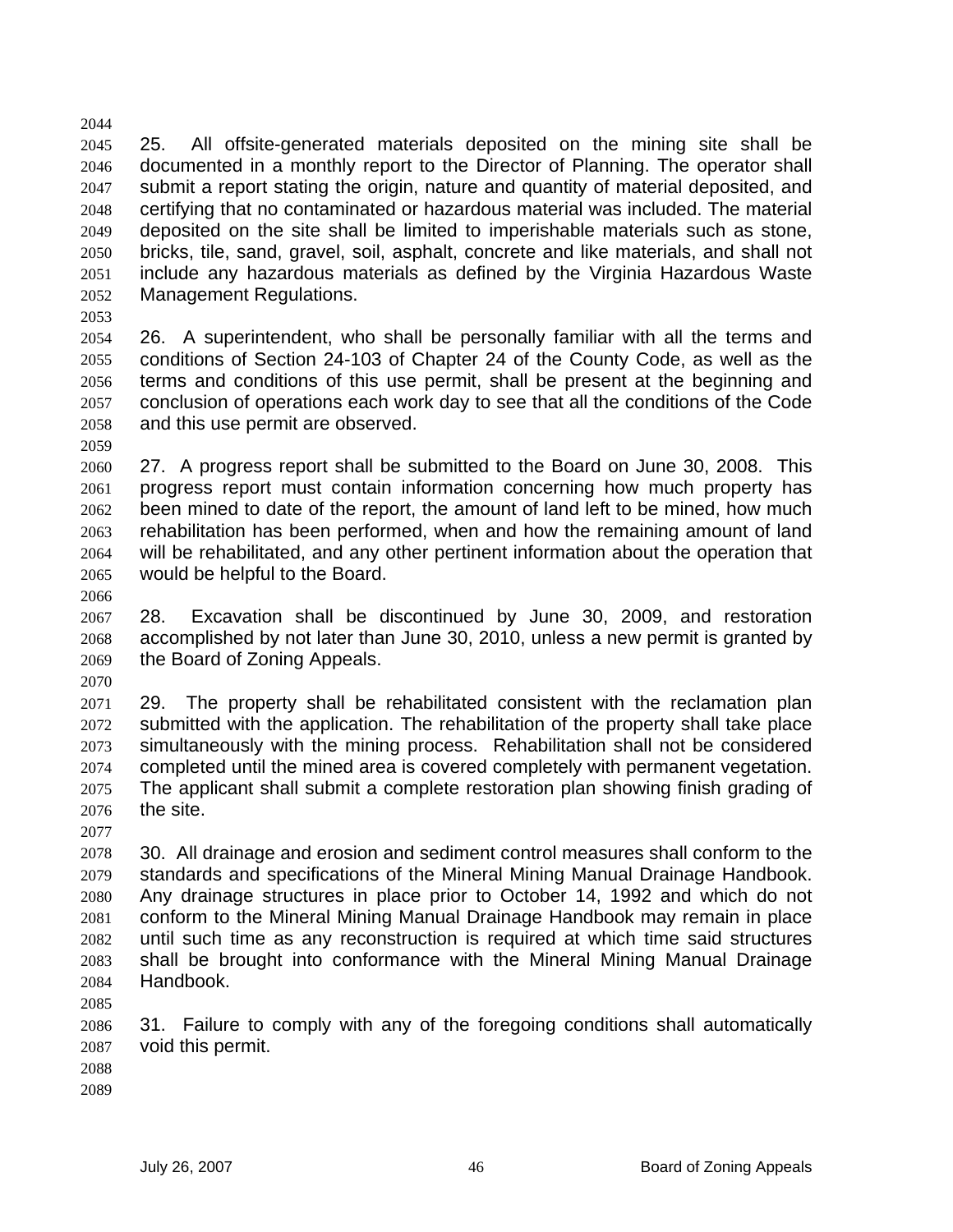25. All offsite-generated materials deposited on the mining site shall be documented in a monthly report to the Director of Planning. The operator shall submit a report stating the origin, nature and quantity of material deposited, and certifying that no contaminated or hazardous material was included. The material deposited on the site shall be limited to imperishable materials such as stone, bricks, tile, sand, gravel, soil, asphalt, concrete and like materials, and shall not include any hazardous materials as defined by the Virginia Hazardous Waste Management Regulations.

26. A superintendent, who shall be personally familiar with all the terms and conditions of Section 24-103 of Chapter 24 of the County Code, as well as the terms and conditions of this use permit, shall be present at the beginning and conclusion of operations each work day to see that all the conditions of the Code and this use permit are observed.

27. A progress report shall be submitted to the Board on June 30, 2008. This progress report must contain information concerning how much property has been mined to date of the report, the amount of land left to be mined, how much rehabilitation has been performed, when and how the remaining amount of land will be rehabilitated, and any other pertinent information about the operation that would be helpful to the Board.

28. Excavation shall be discontinued by June 30, 2009, and restoration accomplished by not later than June 30, 2010, unless a new permit is granted by the Board of Zoning Appeals.

29. The property shall be rehabilitated consistent with the reclamation plan submitted with the application. The rehabilitation of the property shall take place simultaneously with the mining process. Rehabilitation shall not be considered completed until the mined area is covered completely with permanent vegetation. The applicant shall submit a complete restoration plan showing finish grading of the site.

30. All drainage and erosion and sediment control measures shall conform to the standards and specifications of the Mineral Mining Manual Drainage Handbook. Any drainage structures in place prior to October 14, 1992 and which do not conform to the Mineral Mining Manual Drainage Handbook may remain in place until such time as any reconstruction is required at which time said structures shall be brought into conformance with the Mineral Mining Manual Drainage Handbook.

31. Failure to comply with any of the foregoing conditions shall automatically void this permit.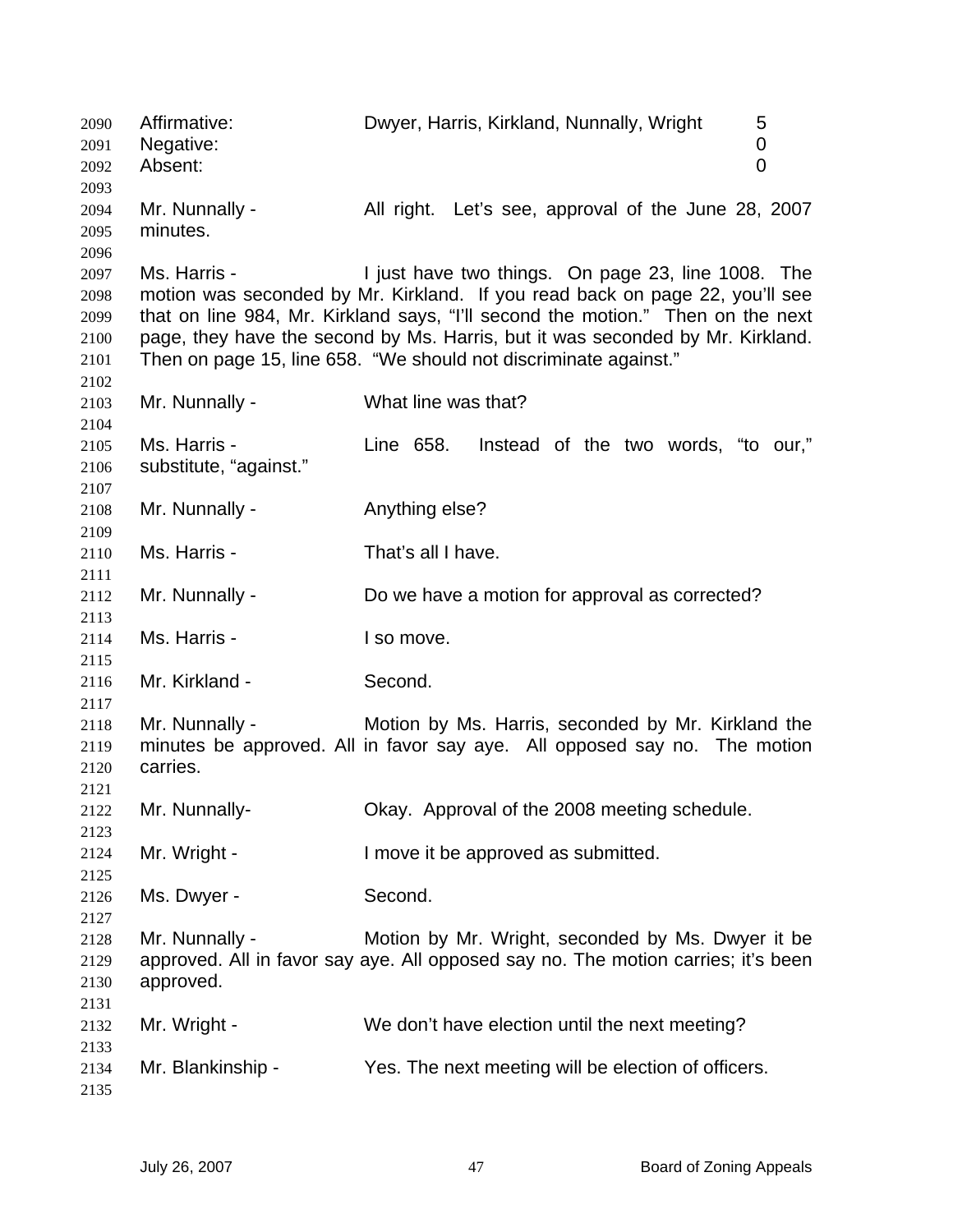| | | |
|---|---|---|
| Affirmative: | Dwyer, Harris, Kirkland, Nunnally, Wright | 5 |
| Negative: | | 0 |
| Absent: | | 0 |

Mr. Nunnally - All right. Let's see, approval of the June 28, 2007 minutes.

Ms. Harris - I just have two things. On page 23, line 1008. The motion was seconded by Mr. Kirkland. If you read back on page 22, you'll see that on line 984, Mr. Kirkland says, "I'll second the motion." Then on the next page, they have the second by Ms. Harris, but it was seconded by Mr. Kirkland. Then on page 15, line 658. "We should not discriminate against."

Mr. Nunnally - What line was that?

Ms. Harris - Line 658. Instead of the two words, "to our," substitute, "against."

Mr. Nunnally - Anything else?

Ms. Harris - That's all I have.

Mr. Nunnally - Do we have a motion for approval as corrected?

Ms. Harris - I so move.

Mr. Kirkland - Second.

Mr. Nunnally - Motion by Ms. Harris, seconded by Mr. Kirkland the minutes be approved. All in favor say aye. All opposed say no. The motion carries.

Mr. Nunnally- Okay. Approval of the 2008 meeting schedule.

Mr. Wright - I move it be approved as submitted.

Ms. Dwyer - Second.

Mr. Nunnally - Motion by Mr. Wright, seconded by Ms. Dwyer it be approved. All in favor say aye. All opposed say no. The motion carries; it's been approved.

Mr. Wright - We don't have election until the next meeting?

Mr. Blankinship - Yes. The next meeting will be election of officers.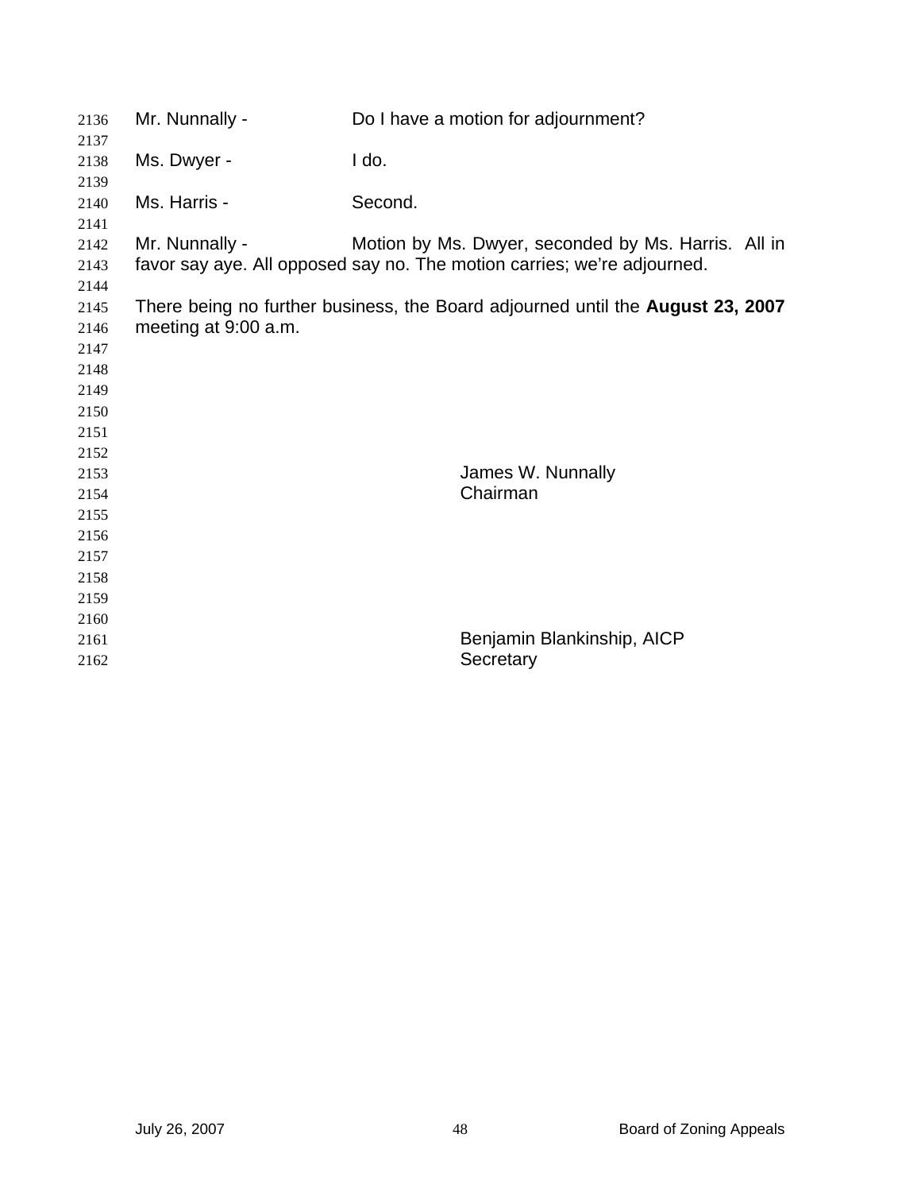Mr. Nunnally - Do I have a motion for adjournment?

Ms. Dwyer - I do.

Ms. Harris - Second.

Mr. Nunnally - Motion by Ms. Dwyer, seconded by Ms. Harris. All in favor say aye. All opposed say no. The motion carries; we're adjourned.

There being no further business, the Board adjourned until the **August 23, 2007** meeting at 9:00 a.m.

James W. Nunnally
Chairman

Benjamin Blankinship, AICP
Secretary